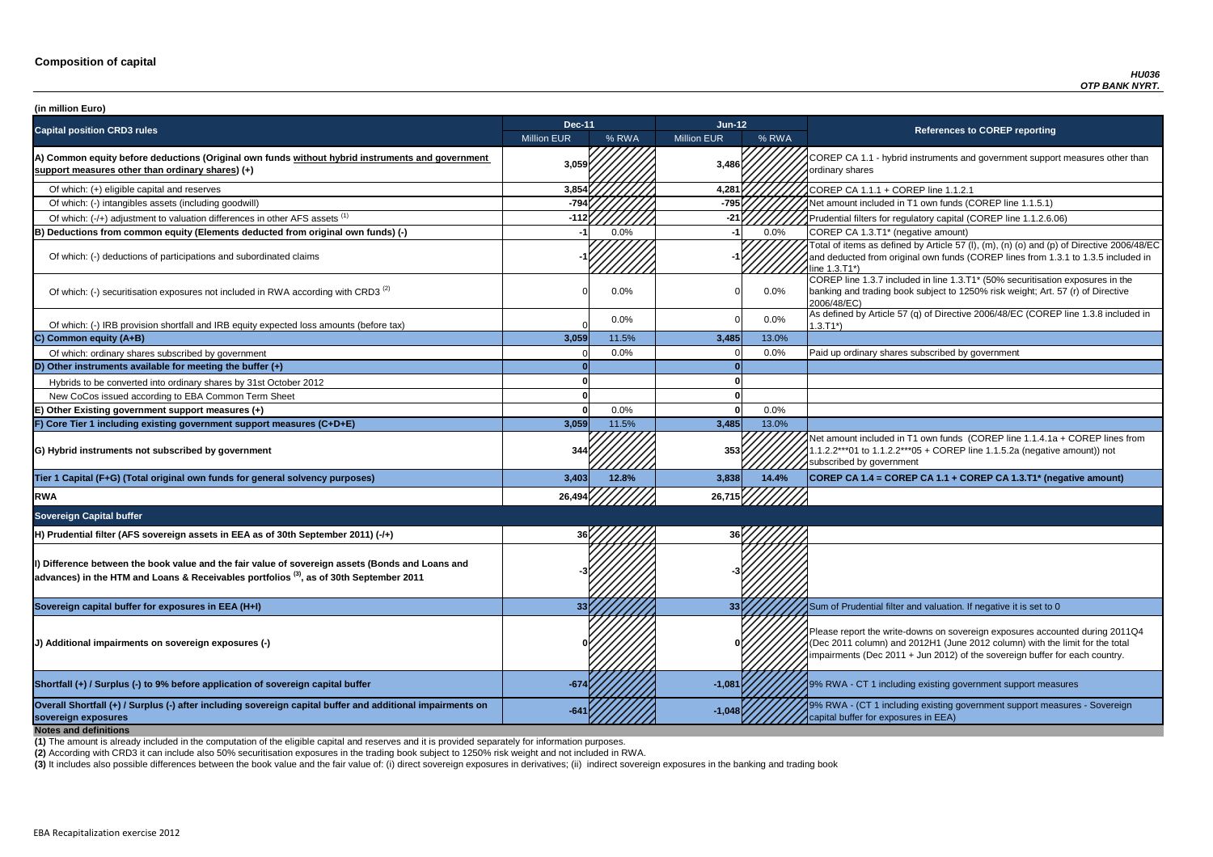# Composition of capital

*HU036*
*OTP BANK NYRT.*

**(in million Euro)**

| Capital position CRD3 rules | Dec-11 | | Jun-12 | | References to COREP reporting |
|---|---|---|---|---|---|
| | Million EUR | % RWA | Million EUR | % RWA | |
| **A) Common equity before deductions (Original own funds without hybrid instruments and government support measures other than ordinary shares) (+)** | **3,059** | | **3,486** | | COREP CA 1.1 - hybrid instruments and government support measures other than ordinary shares |
| Of which: (+) eligible capital and reserves | **3,854** | | **4,281** | | COREP CA 1.1.1 + COREP line 1.1.2.1 |
| Of which: (-) intangibles assets (including goodwill) | **-794** | | **-795** | | Net amount included in T1 own funds (COREP line 1.1.5.1) |
| Of which: (-/+) adjustment to valuation differences in other AFS assets [1] | **-112** | | **-21** | | Prudential filters for regulatory capital (COREP line 1.1.2.6.06) |
| **B) Deductions from common equity (Elements deducted from original own funds) (-)** | **-1** | 0.0% | **-1** | 0.0% | COREP CA 1.3.T1* (negative amount) |
| Of which: (-) deductions of participations and subordinated claims | **-1** | | **-1** | | Total of items as defined by Article 57 (l), (m), (n) (o) and (p) of Directive 2006/48/EC and deducted from original own funds (COREP lines from 1.3.1 to 1.3.5 included in line 1.3.T1*) |
| Of which: (-) securitisation exposures not included in RWA according with CRD3 [2] | 0 | 0.0% | 0 | 0.0% | COREP line 1.3.7 included in line 1.3.T1* (50% securitisation exposures in the banking and trading book subject to 1250% risk weight; Art. 57 (r) of Directive 2006/48/EC) |
| Of which: (-) IRB provision shortfall and IRB equity expected loss amounts (before tax) | 0 | 0.0% | 0 | 0.0% | As defined by Article 57 (q) of Directive 2006/48/EC (COREP line 1.3.8 included in 1.3.T1*) |
| **C) Common equity (A+B)** | **3,059** | 11.5% | **3,485** | 13.0% | |
| Of which: ordinary shares subscribed by government | 0 | 0.0% | 0 | 0.0% | Paid up ordinary shares subscribed by government |
| **D) Other instruments available for meeting the buffer (+)** | **0** | | **0** | | |
| Hybrids to be converted into ordinary shares by 31st October 2012 | **0** | | **0** | | |
| New CoCos issued according to EBA Common Term Sheet | **0** | | **0** | | |
| **E) Other Existing government support measures (+)** | **0** | 0.0% | **0** | 0.0% | |
| **F) Core Tier 1 including existing government support measures (C+D+E)** | **3,059** | 11.5% | **3,485** | 13.0% | |
| **G) Hybrid instruments not subscribed by government** | **344** | | **353** | | Net amount included in T1 own funds (COREP line 1.1.4.1a + COREP lines from 1.1.2.2***01 to 1.1.2.2***05 + COREP line 1.1.5.2a (negative amount)) not subscribed by government |
| **Tier 1 Capital (F+G) (Total original own funds for general solvency purposes)** | **3,403** | **12.8%** | **3,838** | **14.4%** | **COREP CA 1.4 = COREP CA 1.1 + COREP CA 1.3.T1* (negative amount)** |
| **RWA** | **26,494** | | **26,715** | | |
| **Sovereign Capital buffer** | | | | | |
| **H) Prudential filter (AFS sovereign assets in EEA as of 30th September 2011) (-/+)** | **36** | | **36** | | |
| **I) Difference between the book value and the fair value of sovereign assets (Bonds and Loans and advances) in the HTM and Loans & Receivables portfolios [3], as of 30th September 2011** | **-3** | | **-3** | | |
| **Sovereign capital buffer for exposures in EEA (H+I)** | **33** | | **33** | | Sum of Prudential filter and valuation. If negative it is set to 0 |
| **J) Additional impairments on sovereign exposures (-)** | **0** | | **0** | | Please report the write-downs on sovereign exposures accounted during 2011Q4 (Dec 2011 column) and 2012H1 (June 2012 column) with the limit for the total impairments (Dec 2011 + Jun 2012) of the sovereign buffer for each country. |
| **Shortfall (+) / Surplus (-) to 9% before application of sovereign capital buffer** | **-674** | | **-1,081** | | 9% RWA - CT 1 including existing government support measures |
| **Overall Shortfall (+) / Surplus (-) after including sovereign capital buffer and additional impairments on sovereign exposures** | **-641** | | **-1,048** | | 9% RWA - (CT 1 including existing government support measures - Sovereign capital buffer for exposures in EEA) |

**Notes and definitions**

**(1)** The amount is already included in the computation of the eligible capital and reserves and it is provided separately for information purposes.

**(2)** According with CRD3 it can include also 50% securitisation exposures in the trading book subject to 1250% risk weight and not included in RWA.

**(3)** It includes also possible differences between the book value and the fair value of: (i) direct sovereign exposures in derivatives; (ii) indirect sovereign exposures in the banking and trading book

EBA Recapitalization exercise 2012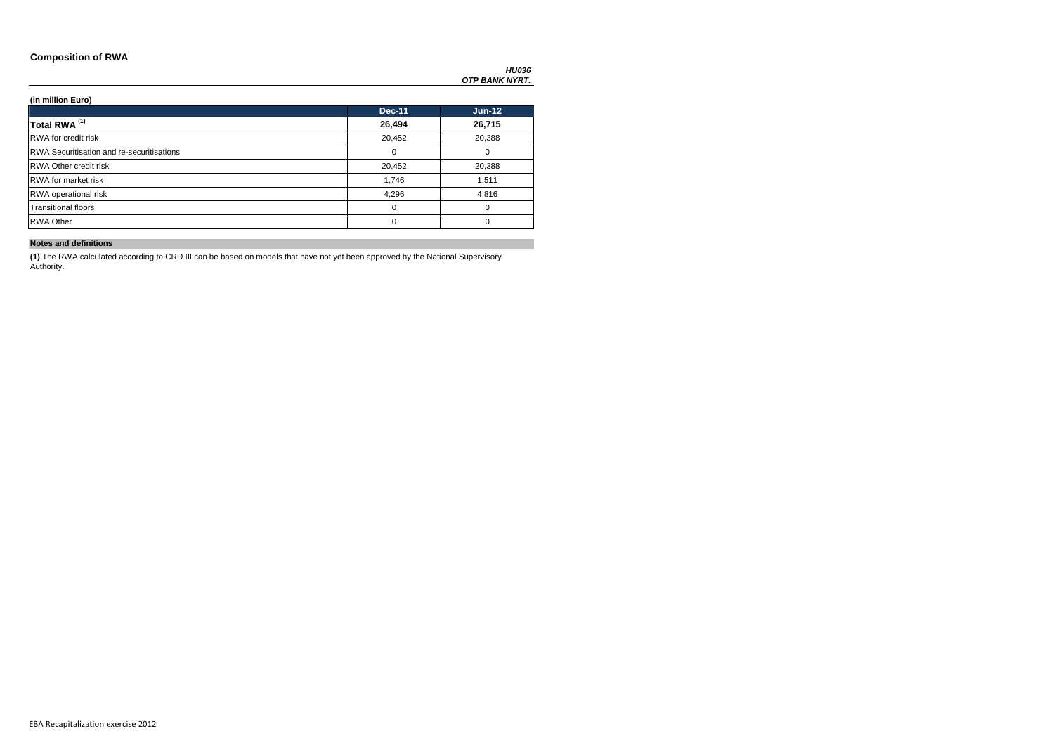# Composition of RWA

*HU036*
***OTP BANK NYRT.***

**(in million Euro)**

| | Dec-11 | Jun-12 |
|---|---|---|
| **Total RWA [(1)]** | **26,494** | **26,715** |
| RWA for credit risk | 20,452 | 20,388 |
| RWA Securitisation and re-securitisations | 0 | 0 |
| RWA Other credit risk | 20,452 | 20,388 |
| RWA for market risk | 1,746 | 1,511 |
| RWA operational risk | 4,296 | 4,816 |
| Transitional floors | 0 | 0 |
| RWA Other | 0 | 0 |

**Notes and definitions**

**(1)** The RWA calculated according to CRD III can be based on models that have not yet been approved by the National Supervisory Authority.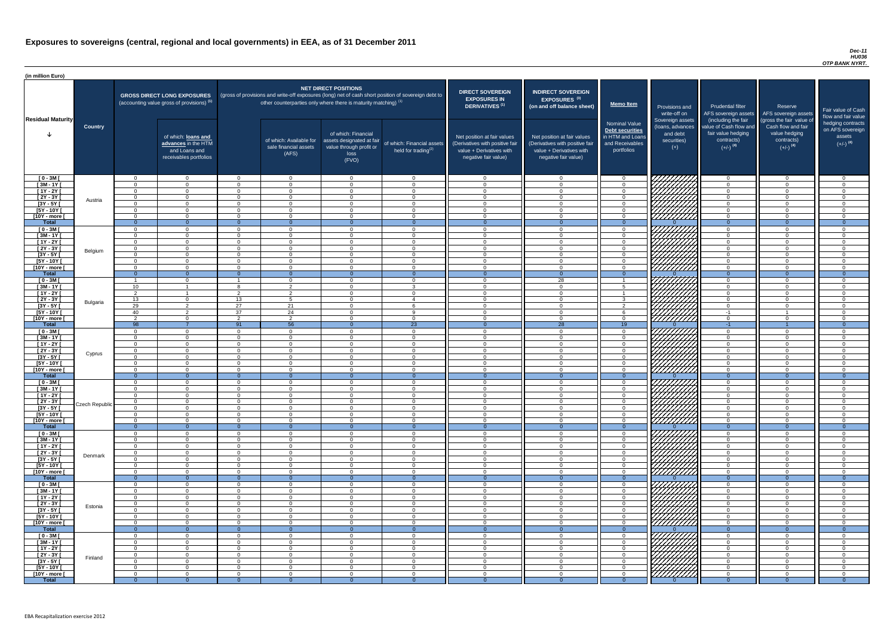# Exposures to sovereigns (central, regional and local governments) in EEA, as of 31 December 2011

*Dec-11*
*HU036*
*OTP BANK NYRT.*

(in million Euro)

| Residual Maturity | Country | GROSS DIRECT LONG EXPOSURES (accounting value gross of provisions) (1) | of which: loans and advances in the HTM and Loans and receivables portfolios | NET DIRECT POSITIONS (gross of provisions and write-off exposures (long) net of cash short position of sovereign debt to other counterparties only where there is maturity matching) (1) | of which: Available for sale financial assets (AFS) | of which: Financial assets designated at fair value through profit or loss (FVO) | of which: Financial assets held for trading (2) | DIRECT SOVEREIGN EXPOSURES IN DERIVATIVES (1) Net position at fair values (Derivatives with positive fair value + Derivatives with negative fair value) | INDIRECT SOVEREIGN EXPOSURES (3) (on and off balance sheet) Net position at fair values (Derivatives with positive fair value + Derivatives with negative fair value) | Memo Item Nominal Value Debt securities in HTM and Loans and Receivables portfolios | Provisions and write-off on Sovereign assets (loans, advances and debt securities) (+) | Prudential filter AFS sovereign assets (including the fair value of Cash flow and fair value hedging contracts) (+/-) (4) | Reserve AFS sovereign assets (gross the fair value of Cash flow and fair value hedging contracts) (+/-) (4) | Fair value of Cash flow and fair value hedging contracts on AFS sovereign assets (+/-) (4) |
|---|---|---|---|---|---|---|---|---|---|---|---|---|---|---|
| [ 0 - 3M [ | Austria | 0 | 0 | 0 | 0 | 0 | 0 | 0 | 0 | 0 | | 0 | 0 | 0 |
| [ 3M - 1Y [ | | 0 | 0 | 0 | 0 | 0 | 0 | 0 | 0 | 0 | | 0 | 0 | 0 |
| [ 1Y - 2Y [ | | 0 | 0 | 0 | 0 | 0 | 0 | 0 | 0 | 0 | | 0 | 0 | 0 |
| [ 2Y - 3Y [ | | 0 | 0 | 0 | 0 | 0 | 0 | 0 | 0 | 0 | | 0 | 0 | 0 |
| [3Y - 5Y [ | | 0 | 0 | 0 | 0 | 0 | 0 | 0 | 0 | 0 | | 0 | 0 | 0 |
| [5Y - 10Y [ | | 0 | 0 | 0 | 0 | 0 | 0 | 0 | 0 | 0 | | 0 | 0 | 0 |
| [10Y - more [ | | 0 | 0 | 0 | 0 | 0 | 0 | 0 | 0 | 0 | | 0 | 0 | 0 |
| **Total** | | 0 | 0 | 0 | 0 | 0 | 0 | 0 | 0 | 0 | 0 | 0 | 0 | 0 |
| [ 0 - 3M [ | Belgium | 0 | 0 | 0 | 0 | 0 | 0 | 0 | 0 | 0 | | 0 | 0 | 0 |
| [ 3M - 1Y [ | | 0 | 0 | 0 | 0 | 0 | 0 | 0 | 0 | 0 | | 0 | 0 | 0 |
| [ 1Y - 2Y [ | | 0 | 0 | 0 | 0 | 0 | 0 | 0 | 0 | 0 | | 0 | 0 | 0 |
| [ 2Y - 3Y [ | | 0 | 0 | 0 | 0 | 0 | 0 | 0 | 0 | 0 | | 0 | 0 | 0 |
| [3Y - 5Y [ | | 0 | 0 | 0 | 0 | 0 | 0 | 0 | 0 | 0 | | 0 | 0 | 0 |
| [5Y - 10Y [ | | 0 | 0 | 0 | 0 | 0 | 0 | 0 | 0 | 0 | | 0 | 0 | 0 |
| [10Y - more [ | | 0 | 0 | 0 | 0 | 0 | 0 | 0 | 0 | 0 | | 0 | 0 | 0 |
| **Total** | | 0 | 0 | 0 | 0 | 0 | 0 | 0 | 0 | 0 | 0 | 0 | 0 | 0 |
| [ 0 - 3M [ | Bulgaria | 1 | 0 | 1 | 0 | 0 | 0 | 0 | 28 | 1 | | 0 | 0 | 0 |
| [ 3M - 1Y [ | | 10 | 1 | 8 | 2 | 0 | 3 | 0 | 0 | 5 | | 0 | 0 | 0 |
| [ 1Y - 2Y [ | | 2 | 1 | 2 | 2 | 0 | 0 | 0 | 0 | 1 | | 0 | 0 | 0 |
| [ 2Y - 3Y [ | | 13 | 0 | 13 | 5 | 0 | 4 | 0 | 0 | 3 | | 0 | 0 | 0 |
| [3Y - 5Y [ | | 29 | 2 | 27 | 21 | 0 | 6 | 0 | 0 | 2 | | 0 | 0 | 0 |
| [5Y - 10Y [ | | 40 | 2 | 37 | 24 | 0 | 9 | 0 | 0 | 6 | | -1 | 1 | 0 |
| [10Y - more [ | | 2 | 0 | 2 | 2 | 0 | 0 | 0 | 0 | 0 | | 0 | 0 | 0 |
| **Total** | | 98 | 7 | 91 | 56 | 0 | 23 | 0 | 28 | 19 | 0 | -1 | 1 | 0 |
| [ 0 - 3M [ | Cyprus | 0 | 0 | 0 | 0 | 0 | 0 | 0 | 0 | 0 | | 0 | 0 | 0 |
| [ 3M - 1Y [ | | 0 | 0 | 0 | 0 | 0 | 0 | 0 | 0 | 0 | | 0 | 0 | 0 |
| [ 1Y - 2Y [ | | 0 | 0 | 0 | 0 | 0 | 0 | 0 | 0 | 0 | | 0 | 0 | 0 |
| [ 2Y - 3Y [ | | 0 | 0 | 0 | 0 | 0 | 0 | 0 | 0 | 0 | | 0 | 0 | 0 |
| [3Y - 5Y [ | | 0 | 0 | 0 | 0 | 0 | 0 | 0 | 0 | 0 | | 0 | 0 | 0 |
| [5Y - 10Y [ | | 0 | 0 | 0 | 0 | 0 | 0 | 0 | 0 | 0 | | 0 | 0 | 0 |
| [10Y - more [ | | 0 | 0 | 0 | 0 | 0 | 0 | 0 | 0 | 0 | | 0 | 0 | 0 |
| **Total** | | 0 | 0 | 0 | 0 | 0 | 0 | 0 | 0 | 0 | 0 | 0 | 0 | 0 |
| [ 0 - 3M [ | Czech Republic | 0 | 0 | 0 | 0 | 0 | 0 | 0 | 0 | 0 | | 0 | 0 | 0 |
| [ 3M - 1Y [ | | 0 | 0 | 0 | 0 | 0 | 0 | 0 | 0 | 0 | | 0 | 0 | 0 |
| [ 1Y - 2Y [ | | 0 | 0 | 0 | 0 | 0 | 0 | 0 | 0 | 0 | | 0 | 0 | 0 |
| [ 2Y - 3Y [ | | 0 | 0 | 0 | 0 | 0 | 0 | 0 | 0 | 0 | | 0 | 0 | 0 |
| [3Y - 5Y [ | | 0 | 0 | 0 | 0 | 0 | 0 | 0 | 0 | 0 | | 0 | 0 | 0 |
| [5Y - 10Y [ | | 0 | 0 | 0 | 0 | 0 | 0 | 0 | 0 | 0 | | 0 | 0 | 0 |
| [10Y - more [ | | 0 | 0 | 0 | 0 | 0 | 0 | 0 | 0 | 0 | | 0 | 0 | 0 |
| **Total** | | 0 | 0 | 0 | 0 | 0 | 0 | 0 | 0 | 0 | 0 | 0 | 0 | 0 |
| [ 0 - 3M [ | Denmark | 0 | 0 | 0 | 0 | 0 | 0 | 0 | 0 | 0 | | 0 | 0 | 0 |
| [ 3M - 1Y [ | | 0 | 0 | 0 | 0 | 0 | 0 | 0 | 0 | 0 | | 0 | 0 | 0 |
| [ 1Y - 2Y [ | | 0 | 0 | 0 | 0 | 0 | 0 | 0 | 0 | 0 | | 0 | 0 | 0 |
| [ 2Y - 3Y [ | | 0 | 0 | 0 | 0 | 0 | 0 | 0 | 0 | 0 | | 0 | 0 | 0 |
| [3Y - 5Y [ | | 0 | 0 | 0 | 0 | 0 | 0 | 0 | 0 | 0 | | 0 | 0 | 0 |
| [5Y - 10Y [ | | 0 | 0 | 0 | 0 | 0 | 0 | 0 | 0 | 0 | | 0 | 0 | 0 |
| [10Y - more [ | | 0 | 0 | 0 | 0 | 0 | 0 | 0 | 0 | 0 | | 0 | 0 | 0 |
| **Total** | | 0 | 0 | 0 | 0 | 0 | 0 | 0 | 0 | 0 | 0 | 0 | 0 | 0 |
| [ 0 - 3M [ | Estonia | 0 | 0 | 0 | 0 | 0 | 0 | 0 | 0 | 0 | | 0 | 0 | 0 |
| [ 3M - 1Y [ | | 0 | 0 | 0 | 0 | 0 | 0 | 0 | 0 | 0 | | 0 | 0 | 0 |
| [ 1Y - 2Y [ | | 0 | 0 | 0 | 0 | 0 | 0 | 0 | 0 | 0 | | 0 | 0 | 0 |
| [ 2Y - 3Y [ | | 0 | 0 | 0 | 0 | 0 | 0 | 0 | 0 | 0 | | 0 | 0 | 0 |
| [3Y - 5Y [ | | 0 | 0 | 0 | 0 | 0 | 0 | 0 | 0 | 0 | | 0 | 0 | 0 |
| [5Y - 10Y [ | | 0 | 0 | 0 | 0 | 0 | 0 | 0 | 0 | 0 | | 0 | 0 | 0 |
| [10Y - more [ | | 0 | 0 | 0 | 0 | 0 | 0 | 0 | 0 | 0 | | 0 | 0 | 0 |
| **Total** | | 0 | 0 | 0 | 0 | 0 | 0 | 0 | 0 | 0 | 0 | 0 | 0 | 0 |
| [ 0 - 3M [ | Finland | 0 | 0 | 0 | 0 | 0 | 0 | 0 | 0 | 0 | | 0 | 0 | 0 |
| [ 3M - 1Y [ | | 0 | 0 | 0 | 0 | 0 | 0 | 0 | 0 | 0 | | 0 | 0 | 0 |
| [ 1Y - 2Y [ | | 0 | 0 | 0 | 0 | 0 | 0 | 0 | 0 | 0 | | 0 | 0 | 0 |
| [ 2Y - 3Y [ | | 0 | 0 | 0 | 0 | 0 | 0 | 0 | 0 | 0 | | 0 | 0 | 0 |
| [3Y - 5Y [ | | 0 | 0 | 0 | 0 | 0 | 0 | 0 | 0 | 0 | | 0 | 0 | 0 |
| [5Y - 10Y [ | | 0 | 0 | 0 | 0 | 0 | 0 | 0 | 0 | 0 | | 0 | 0 | 0 |
| [10Y - more [ | | 0 | 0 | 0 | 0 | 0 | 0 | 0 | 0 | 0 | | 0 | 0 | 0 |
| **Total** | | 0 | 0 | 0 | 0 | 0 | 0 | 0 | 0 | 0 | 0 | 0 | 0 | 0 |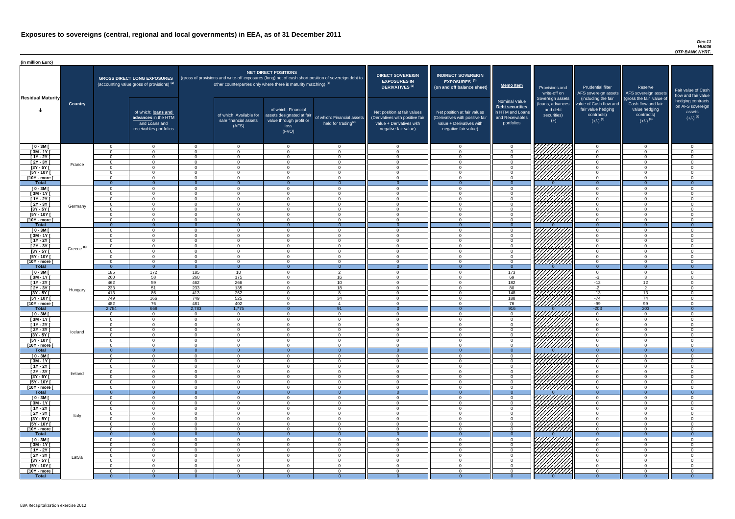# Exposures to sovereigns (central, regional and local governments) in EEA, as of 31 December 2011

*Dec-11*
*HU036*
*OTP BANK NYRT.*

(in million Euro)

| Residual Maturity | Country | GROSS DIRECT LONG EXPOSURES (accounting value gross of provisions) (1) | of which: loans and advances in the HTM and Loans and receivables portfolios | NET DIRECT POSITIONS (gross of provisions and write-off exposures (long) net of cash short position of sovereign debt to other counterparties only where there is maturity matching) (1) | of which: Available for sale financial assets (AFS) | of which: Financial assets designated at fair value through profit or loss (FVO) | of which: Financial assets held for trading (2) | DIRECT SOVEREIGN EXPOSURES IN DERIVATIVES (1) Net position at fair values (Derivatives with positive fair value + Derivatives with negative fair value) | INDIRECT SOVEREIGN EXPOSURES (3) (on and off balance sheet) Net position at fair values (Derivatives with positive fair value + Derivatives with negative fair value) | Memo Item: Nominal Value Debt securities in HTM and Loans and Receivables portfolios | Provisions and write-off on Sovereign assets (loans, advances and debt securities) (+) | Prudential filter AFS sovereign assets (including the fair value of Cash flow and fair value hedging contracts) (+/-) (4) | Reserve AFS sovereign assets (gross the fair value of Cash flow and fair value hedging contracts) (+/-) (4) | Fair value of Cash flow and fair value hedging contracts on AFS sovereign assets (+/-) (4) |
|---|---|---|---|---|---|---|---|---|---|---|---|---|---|---|
| [ 0 - 3M [ | France | 0 | 0 | 0 | 0 | 0 | 0 | 0 | 0 | 0 | | 0 | 0 | 0 |
| [ 3M - 1Y [ | | 0 | 0 | 0 | 0 | 0 | 0 | 0 | 0 | 0 | | 0 | 0 | 0 |
| [ 1Y - 2Y [ | | 0 | 0 | 0 | 0 | 0 | 0 | 0 | 0 | 0 | | 0 | 0 | 0 |
| [ 2Y - 3Y [ | | 0 | 0 | 0 | 0 | 0 | 0 | 0 | 0 | 0 | | 0 | 0 | 0 |
| [3Y - 5Y [ | | 0 | 0 | 0 | 0 | 0 | 0 | 0 | 0 | 0 | | 0 | 0 | 0 |
| [5Y - 10Y [ | | 0 | 0 | 0 | 0 | 0 | 0 | 0 | 0 | 0 | | 0 | 0 | 0 |
| [10Y - more [ | | 0 | 0 | 0 | 0 | 0 | 0 | 0 | 0 | 0 | | 0 | 0 | 0 |
| **Total** | | 0 | 0 | 0 | 0 | 0 | 0 | 0 | 0 | 0 | 0 | 0 | 0 | 0 |
| [ 0 - 3M [ | Germany | 0 | 0 | 0 | 0 | 0 | 0 | 0 | 0 | 0 | | 0 | 0 | 0 |
| [ 3M - 1Y [ | | 0 | 0 | 0 | 0 | 0 | 0 | 0 | 0 | 0 | | 0 | 0 | 0 |
| [ 1Y - 2Y [ | | 0 | 0 | 0 | 0 | 0 | 0 | 0 | 0 | 0 | | 0 | 0 | 0 |
| [ 2Y - 3Y [ | | 0 | 0 | 0 | 0 | 0 | 0 | 0 | 0 | 0 | | 0 | 0 | 0 |
| [3Y - 5Y [ | | 0 | 0 | 0 | 0 | 0 | 0 | 0 | 0 | 0 | | 0 | 0 | 0 |
| [5Y - 10Y [ | | 0 | 0 | 0 | 0 | 0 | 0 | 0 | 0 | 0 | | 0 | 0 | 0 |
| [10Y - more [ | | 0 | 0 | 0 | 0 | 0 | 0 | 0 | 0 | 0 | | 0 | 0 | 0 |
| **Total** | | 0 | 0 | 0 | 0 | 0 | 0 | 0 | 0 | 0 | 0 | 0 | 0 | 0 |
| [ 0 - 3M [ | Greece (5) | 0 | 0 | 0 | 0 | 0 | 0 | 0 | 0 | 0 | | 0 | 0 | 0 |
| [ 3M - 1Y [ | | 0 | 0 | 0 | 0 | 0 | 0 | 0 | 0 | 0 | | 0 | 0 | 0 |
| [ 1Y - 2Y [ | | 0 | 0 | 0 | 0 | 0 | 0 | 0 | 0 | 0 | | 0 | 0 | 0 |
| [ 2Y - 3Y [ | | 0 | 0 | 0 | 0 | 0 | 0 | 0 | 0 | 0 | | 0 | 0 | 0 |
| [3Y - 5Y [ | | 0 | 0 | 0 | 0 | 0 | 0 | 0 | 0 | 0 | | 0 | 0 | 0 |
| [5Y - 10Y [ | | 0 | 0 | 0 | 0 | 0 | 0 | 0 | 0 | 0 | | 0 | 0 | 0 |
| [10Y - more [ | | 0 | 0 | 0 | 0 | 0 | 0 | 0 | 0 | 0 | | 0 | 0 | 0 |
| **Total** | | 0 | 0 | 0 | 0 | 0 | 0 | 0 | 0 | 0 | 0 | 0 | 0 | 0 |
| [ 0 - 3M [ | Hungary | 185 | 172 | 185 | 10 | 0 | 2 | 0 | 0 | 173 | | 0 | 0 | 0 |
| [ 3M - 1Y [ | | 260 | 58 | 260 | 175 | 0 | 16 | 0 | 0 | 69 | | -3 | 3 | 0 |
| [ 1Y - 2Y [ | | 462 | 59 | 462 | 266 | 0 | 10 | 0 | 0 | 182 | | -12 | 12 | 0 |
| [ 2Y - 3Y [ | | 233 | 51 | 233 | 135 | 0 | 18 | 0 | 0 | 80 | | -2 | 2 | 0 |
| [3Y - 5Y [ | | 413 | 86 | 413 | 262 | 0 | 8 | 0 | 0 | 148 | | -13 | 13 | 0 |
| [5Y - 10Y [ | | 749 | 166 | 749 | 525 | 0 | 34 | 0 | 0 | 188 | | -74 | 74 | 0 |
| [10Y - more [ | | 482 | 76 | 481 | 402 | 0 | 4 | 0 | 0 | 76 | | -99 | 99 | 0 |
| **Total** | | 2,784 | 669 | 2,783 | 1,775 | 0 | 91 | 0 | 0 | 916 | 0 | -203 | 203 | 0 |
| [ 0 - 3M [ | Iceland | 0 | 0 | 0 | 0 | 0 | 0 | 0 | 0 | 0 | | 0 | 0 | 0 |
| [ 3M - 1Y [ | | 0 | 0 | 0 | 0 | 0 | 0 | 0 | 0 | 0 | | 0 | 0 | 0 |
| [ 1Y - 2Y [ | | 0 | 0 | 0 | 0 | 0 | 0 | 0 | 0 | 0 | | 0 | 0 | 0 |
| [ 2Y - 3Y [ | | 0 | 0 | 0 | 0 | 0 | 0 | 0 | 0 | 0 | | 0 | 0 | 0 |
| [3Y - 5Y [ | | 0 | 0 | 0 | 0 | 0 | 0 | 0 | 0 | 0 | | 0 | 0 | 0 |
| [5Y - 10Y [ | | 0 | 0 | 0 | 0 | 0 | 0 | 0 | 0 | 0 | | 0 | 0 | 0 |
| [10Y - more [ | | 0 | 0 | 0 | 0 | 0 | 0 | 0 | 0 | 0 | | 0 | 0 | 0 |
| **Total** | | 0 | 0 | 0 | 0 | 0 | 0 | 0 | 0 | 0 | 0 | 0 | 0 | 0 |
| [ 0 - 3M [ | Ireland | 0 | 0 | 0 | 0 | 0 | 0 | 0 | 0 | 0 | | 0 | 0 | 0 |
| [ 3M - 1Y [ | | 0 | 0 | 0 | 0 | 0 | 0 | 0 | 0 | 0 | | 0 | 0 | 0 |
| [ 1Y - 2Y [ | | 0 | 0 | 0 | 0 | 0 | 0 | 0 | 0 | 0 | | 0 | 0 | 0 |
| [ 2Y - 3Y [ | | 0 | 0 | 0 | 0 | 0 | 0 | 0 | 0 | 0 | | 0 | 0 | 0 |
| [3Y - 5Y [ | | 0 | 0 | 0 | 0 | 0 | 0 | 0 | 0 | 0 | | 0 | 0 | 0 |
| [5Y - 10Y [ | | 0 | 0 | 0 | 0 | 0 | 0 | 0 | 0 | 0 | | 0 | 0 | 0 |
| [10Y - more [ | | 0 | 0 | 0 | 0 | 0 | 0 | 0 | 0 | 0 | | 0 | 0 | 0 |
| **Total** | | 0 | 0 | 0 | 0 | 0 | 0 | 0 | 0 | 0 | 0 | 0 | 0 | 0 |
| [ 0 - 3M [ | Italy | 0 | 0 | 0 | 0 | 0 | 0 | 0 | 0 | 0 | | 0 | 0 | 0 |
| [ 3M - 1Y [ | | 0 | 0 | 0 | 0 | 0 | 0 | 0 | 0 | 0 | | 0 | 0 | 0 |
| [ 1Y - 2Y [ | | 0 | 0 | 0 | 0 | 0 | 0 | 0 | 0 | 0 | | 0 | 0 | 0 |
| [ 2Y - 3Y [ | | 0 | 0 | 0 | 0 | 0 | 0 | 0 | 0 | 0 | | 0 | 0 | 0 |
| [3Y - 5Y [ | | 0 | 0 | 0 | 0 | 0 | 0 | 0 | 0 | 0 | | 0 | 0 | 0 |
| [5Y - 10Y [ | | 0 | 0 | 0 | 0 | 0 | 0 | 0 | 0 | 0 | | 0 | 0 | 0 |
| [10Y - more [ | | 0 | 0 | 0 | 0 | 0 | 0 | 0 | 0 | 0 | | 0 | 0 | 0 |
| **Total** | | 0 | 0 | 0 | 0 | 0 | 0 | 0 | 0 | 0 | 0 | 0 | 0 | 0 |
| [ 0 - 3M [ | Latvia | 0 | 0 | 0 | 0 | 0 | 0 | 0 | 0 | 0 | | 0 | 0 | 0 |
| [ 3M - 1Y [ | | 0 | 0 | 0 | 0 | 0 | 0 | 0 | 0 | 0 | | 0 | 0 | 0 |
| [ 1Y - 2Y [ | | 0 | 0 | 0 | 0 | 0 | 0 | 0 | 0 | 0 | | 0 | 0 | 0 |
| [ 2Y - 3Y [ | | 0 | 0 | 0 | 0 | 0 | 0 | 0 | 0 | 0 | | 0 | 0 | 0 |
| [3Y - 5Y [ | | 0 | 0 | 0 | 0 | 0 | 0 | 0 | 0 | 0 | | 0 | 0 | 0 |
| [5Y - 10Y [ | | 0 | 0 | 0 | 0 | 0 | 0 | 0 | 0 | 0 | | 0 | 0 | 0 |
| [10Y - more [ | | 0 | 0 | 0 | 0 | 0 | 0 | 0 | 0 | 0 | | 0 | 0 | 0 |
| **Total** | | 0 | 0 | 0 | 0 | 0 | 0 | 0 | 0 | 0 | 0 | 0 | 0 | 0 |

EBA Recapitalization exercise 2012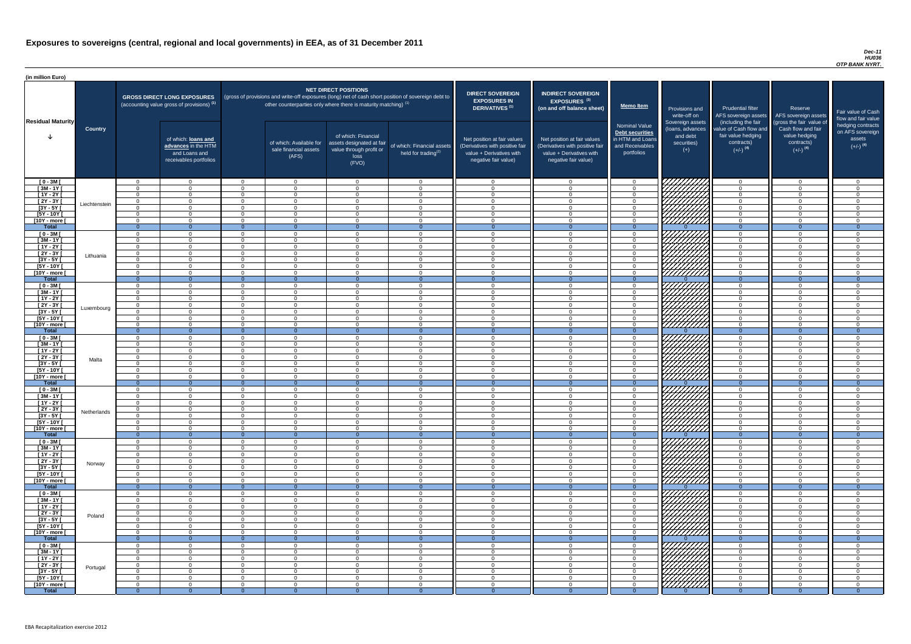# Exposures to sovereigns (central, regional and local governments) in EEA, as of 31 December 2011

*Dec-11*
*HU036*
*OTP BANK NYRT.*

(in million Euro)

| Residual Maturity | Country | GROSS DIRECT LONG EXPOSURES (accounting value gross of provisions) (1) | of which: loans and advances in the HTM and Loans and receivables portfolios | NET DIRECT POSITIONS (gross of provisions and write-off exposures (long) net of cash short position of sovereign debt to other counterparties only where there is maturity matching) (1) | of which: Available for sale financial assets (AFS) | of which: Financial assets designated at fair value through profit or loss (FVO) | of which: Financial assets held for trading(2) | DIRECT SOVEREIGN EXPOSURES IN DERIVATIVES (1) Net position at fair values (Derivatives with positive fair value + Derivatives with negative fair value) | INDIRECT SOVEREIGN EXPOSURES (3) (on and off balance sheet) Net position at fair values (Derivatives with positive fair value + Derivatives with negative fair value) | Memo Item: Nominal Value Debt securities in HTM and Loans and Receivables portfolios | Provisions and write-off on Sovereign assets (loans, advances and debt securities) (+) | Prudential filter AFS sovereign assets (including the fair value of Cash flow and fair value hedging contracts) (+/-) (4) | Reserve AFS sovereign assets (gross the fair value of Cash flow and fair value hedging contracts) (+/-) (4) | Fair value of Cash flow and fair value hedging contracts on AFS sovereign assets (+/-) (4) |
|---|---|---|---|---|---|---|---|---|---|---|---|---|---|---|
| [ 0 - 3M [ | Liechtenstein | 0 | 0 | 0 | 0 | 0 | 0 | 0 | 0 | 0 | | 0 | 0 | 0 |
| [ 3M - 1Y [ | | 0 | 0 | 0 | 0 | 0 | 0 | 0 | 0 | 0 | | 0 | 0 | 0 |
| [ 1Y - 2Y [ | | 0 | 0 | 0 | 0 | 0 | 0 | 0 | 0 | 0 | | 0 | 0 | 0 |
| [ 2Y - 3Y [ | | 0 | 0 | 0 | 0 | 0 | 0 | 0 | 0 | 0 | | 0 | 0 | 0 |
| [3Y - 5Y [ | | 0 | 0 | 0 | 0 | 0 | 0 | 0 | 0 | 0 | | 0 | 0 | 0 |
| [5Y - 10Y [ | | 0 | 0 | 0 | 0 | 0 | 0 | 0 | 0 | 0 | | 0 | 0 | 0 |
| [10Y - more [ | | 0 | 0 | 0 | 0 | 0 | 0 | 0 | 0 | 0 | | 0 | 0 | 0 |
| **Total** | | 0 | 0 | 0 | 0 | 0 | 0 | 0 | 0 | 0 | 0 | 0 | 0 | 0 |
| [ 0 - 3M [ | Lithuania | 0 | 0 | 0 | 0 | 0 | 0 | 0 | 0 | 0 | | 0 | 0 | 0 |
| [ 3M - 1Y [ | | 0 | 0 | 0 | 0 | 0 | 0 | 0 | 0 | 0 | | 0 | 0 | 0 |
| [ 1Y - 2Y [ | | 0 | 0 | 0 | 0 | 0 | 0 | 0 | 0 | 0 | | 0 | 0 | 0 |
| [ 2Y - 3Y [ | | 0 | 0 | 0 | 0 | 0 | 0 | 0 | 0 | 0 | | 0 | 0 | 0 |
| [3Y - 5Y [ | | 0 | 0 | 0 | 0 | 0 | 0 | 0 | 0 | 0 | | 0 | 0 | 0 |
| [5Y - 10Y [ | | 0 | 0 | 0 | 0 | 0 | 0 | 0 | 0 | 0 | | 0 | 0 | 0 |
| [10Y - more [ | | 0 | 0 | 0 | 0 | 0 | 0 | 0 | 0 | 0 | | 0 | 0 | 0 |
| **Total** | | 0 | 0 | 0 | 0 | 0 | 0 | 0 | 0 | 0 | 0 | 0 | 0 | 0 |
| [ 0 - 3M [ | Luxembourg | 0 | 0 | 0 | 0 | 0 | 0 | 0 | 0 | 0 | | 0 | 0 | 0 |
| [ 3M - 1Y [ | | 0 | 0 | 0 | 0 | 0 | 0 | 0 | 0 | 0 | | 0 | 0 | 0 |
| [ 1Y - 2Y [ | | 0 | 0 | 0 | 0 | 0 | 0 | 0 | 0 | 0 | | 0 | 0 | 0 |
| [ 2Y - 3Y [ | | 0 | 0 | 0 | 0 | 0 | 0 | 0 | 0 | 0 | | 0 | 0 | 0 |
| [3Y - 5Y [ | | 0 | 0 | 0 | 0 | 0 | 0 | 0 | 0 | 0 | | 0 | 0 | 0 |
| [5Y - 10Y [ | | 0 | 0 | 0 | 0 | 0 | 0 | 0 | 0 | 0 | | 0 | 0 | 0 |
| [10Y - more [ | | 0 | 0 | 0 | 0 | 0 | 0 | 0 | 0 | 0 | | 0 | 0 | 0 |
| **Total** | | 0 | 0 | 0 | 0 | 0 | 0 | 0 | 0 | 0 | 0 | 0 | 0 | 0 |
| [ 0 - 3M [ | Malta | 0 | 0 | 0 | 0 | 0 | 0 | 0 | 0 | 0 | | 0 | 0 | 0 |
| [ 3M - 1Y [ | | 0 | 0 | 0 | 0 | 0 | 0 | 0 | 0 | 0 | | 0 | 0 | 0 |
| [ 1Y - 2Y [ | | 0 | 0 | 0 | 0 | 0 | 0 | 0 | 0 | 0 | | 0 | 0 | 0 |
| [ 2Y - 3Y [ | | 0 | 0 | 0 | 0 | 0 | 0 | 0 | 0 | 0 | | 0 | 0 | 0 |
| [3Y - 5Y [ | | 0 | 0 | 0 | 0 | 0 | 0 | 0 | 0 | 0 | | 0 | 0 | 0 |
| [5Y - 10Y [ | | 0 | 0 | 0 | 0 | 0 | 0 | 0 | 0 | 0 | | 0 | 0 | 0 |
| [10Y - more [ | | 0 | 0 | 0 | 0 | 0 | 0 | 0 | 0 | 0 | | 0 | 0 | 0 |
| **Total** | | 0 | 0 | 0 | 0 | 0 | 0 | 0 | 0 | 0 | 0 | 0 | 0 | 0 |
| [ 0 - 3M [ | Netherlands | 0 | 0 | 0 | 0 | 0 | 0 | 0 | 0 | 0 | | 0 | 0 | 0 |
| [ 3M - 1Y [ | | 0 | 0 | 0 | 0 | 0 | 0 | 0 | 0 | 0 | | 0 | 0 | 0 |
| [ 1Y - 2Y [ | | 0 | 0 | 0 | 0 | 0 | 0 | 0 | 0 | 0 | | 0 | 0 | 0 |
| [ 2Y - 3Y [ | | 0 | 0 | 0 | 0 | 0 | 0 | 0 | 0 | 0 | | 0 | 0 | 0 |
| [3Y - 5Y [ | | 0 | 0 | 0 | 0 | 0 | 0 | 0 | 0 | 0 | | 0 | 0 | 0 |
| [5Y - 10Y [ | | 0 | 0 | 0 | 0 | 0 | 0 | 0 | 0 | 0 | | 0 | 0 | 0 |
| [10Y - more [ | | 0 | 0 | 0 | 0 | 0 | 0 | 0 | 0 | 0 | | 0 | 0 | 0 |
| **Total** | | 0 | 0 | 0 | 0 | 0 | 0 | 0 | 0 | 0 | 0 | 0 | 0 | 0 |
| [ 0 - 3M [ | Norway | 0 | 0 | 0 | 0 | 0 | 0 | 0 | 0 | 0 | | 0 | 0 | 0 |
| [ 3M - 1Y [ | | 0 | 0 | 0 | 0 | 0 | 0 | 0 | 0 | 0 | | 0 | 0 | 0 |
| [ 1Y - 2Y [ | | 0 | 0 | 0 | 0 | 0 | 0 | 0 | 0 | 0 | | 0 | 0 | 0 |
| [ 2Y - 3Y [ | | 0 | 0 | 0 | 0 | 0 | 0 | 0 | 0 | 0 | | 0 | 0 | 0 |
| [3Y - 5Y [ | | 0 | 0 | 0 | 0 | 0 | 0 | 0 | 0 | 0 | | 0 | 0 | 0 |
| [5Y - 10Y [ | | 0 | 0 | 0 | 0 | 0 | 0 | 0 | 0 | 0 | | 0 | 0 | 0 |
| [10Y - more [ | | 0 | 0 | 0 | 0 | 0 | 0 | 0 | 0 | 0 | | 0 | 0 | 0 |
| **Total** | | 0 | 0 | 0 | 0 | 0 | 0 | 0 | 0 | 0 | 0 | 0 | 0 | 0 |
| [ 0 - 3M [ | Poland | 0 | 0 | 0 | 0 | 0 | 0 | 0 | 0 | 0 | | 0 | 0 | 0 |
| [ 3M - 1Y [ | | 0 | 0 | 0 | 0 | 0 | 0 | 0 | 0 | 0 | | 0 | 0 | 0 |
| [ 1Y - 2Y [ | | 0 | 0 | 0 | 0 | 0 | 0 | 0 | 0 | 0 | | 0 | 0 | 0 |
| [ 2Y - 3Y [ | | 0 | 0 | 0 | 0 | 0 | 0 | 0 | 0 | 0 | | 0 | 0 | 0 |
| [3Y - 5Y [ | | 0 | 0 | 0 | 0 | 0 | 0 | 0 | 0 | 0 | | 0 | 0 | 0 |
| [5Y - 10Y [ | | 0 | 0 | 0 | 0 | 0 | 0 | 0 | 0 | 0 | | 0 | 0 | 0 |
| [10Y - more [ | | 0 | 0 | 0 | 0 | 0 | 0 | 0 | 0 | 0 | | 0 | 0 | 0 |
| **Total** | | 0 | 0 | 0 | 0 | 0 | 0 | 0 | 0 | 0 | 0 | 0 | 0 | 0 |
| [ 0 - 3M [ | Portugal | 0 | 0 | 0 | 0 | 0 | 0 | 0 | 0 | 0 | | 0 | 0 | 0 |
| [ 3M - 1Y [ | | 0 | 0 | 0 | 0 | 0 | 0 | 0 | 0 | 0 | | 0 | 0 | 0 |
| [ 1Y - 2Y [ | | 0 | 0 | 0 | 0 | 0 | 0 | 0 | 0 | 0 | | 0 | 0 | 0 |
| [ 2Y - 3Y [ | | 0 | 0 | 0 | 0 | 0 | 0 | 0 | 0 | 0 | | 0 | 0 | 0 |
| [3Y - 5Y [ | | 0 | 0 | 0 | 0 | 0 | 0 | 0 | 0 | 0 | | 0 | 0 | 0 |
| [5Y - 10Y [ | | 0 | 0 | 0 | 0 | 0 | 0 | 0 | 0 | 0 | | 0 | 0 | 0 |
| [10Y - more [ | | 0 | 0 | 0 | 0 | 0 | 0 | 0 | 0 | 0 | | 0 | 0 | 0 |
| **Total** | | 0 | 0 | 0 | 0 | 0 | 0 | 0 | 0 | 0 | 0 | 0 | 0 | 0 |

EBA Recapitalization exercise 2012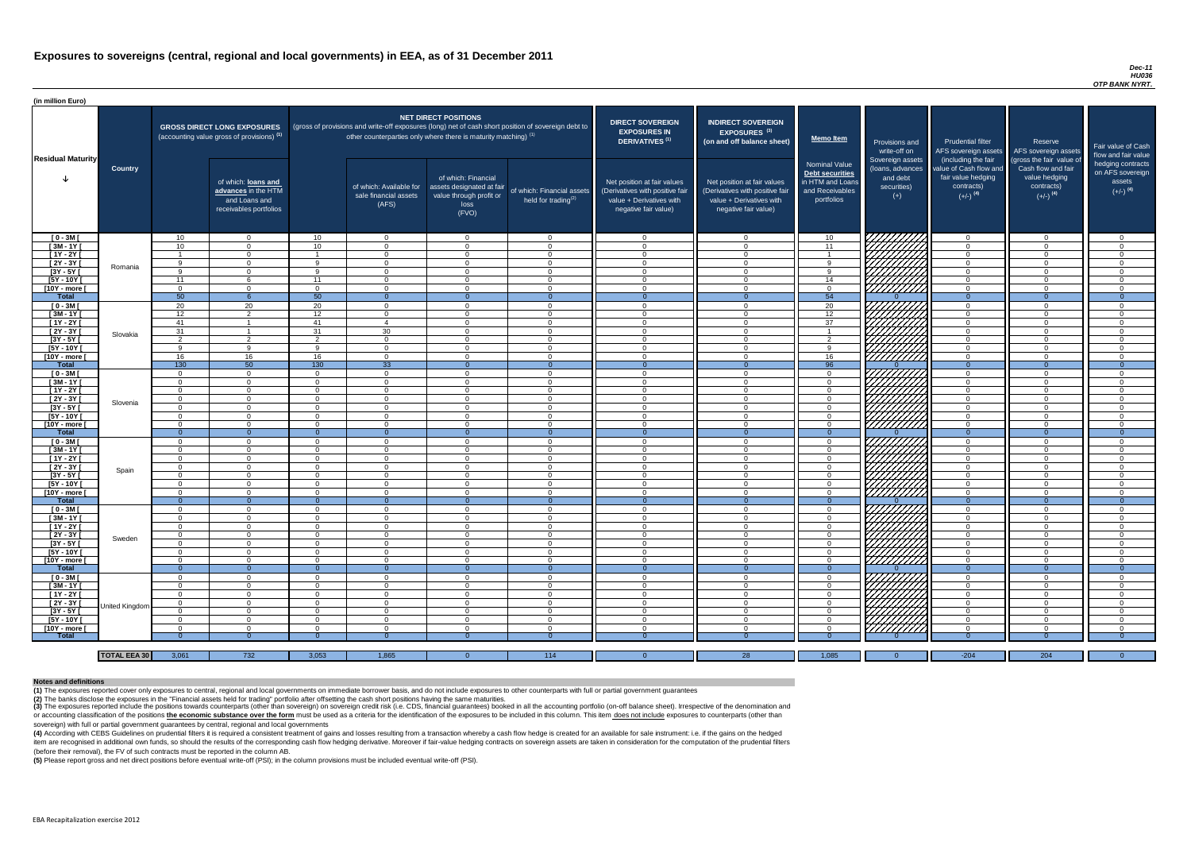# Exposures to sovereigns (central, regional and local governments) in EEA, as of 31 December 2011

*Dec-11*
*HU036*
*OTP BANK NYRT.*

(in million Euro)

| Residual Maturity | Country | GROSS DIRECT LONG EXPOSURES (accounting value gross of provisions) (1) | of which: loans and advances in the HTM and Loans and receivables portfolios | NET DIRECT POSITIONS (gross of provisions and write-off exposures (long) net of cash short position of sovereign debt to other counterparties only where there is maturity matching) (1) | of which: Available for sale financial assets (AFS) | of which: Financial assets designated at fair value through profit or loss (FVO) | of which: Financial assets held for trading(2) | DIRECT SOVEREIGN EXPOSURES IN DERIVATIVES (1) Net position at fair values (Derivatives with positive fair value + Derivatives with negative fair value) | INDIRECT SOVEREIGN EXPOSURES (3) (on and off balance sheet) Net position at fair values (Derivatives with positive fair value + Derivatives with negative fair value) | Memo Item: Nominal Value Debt securities in HTM and Loans and Receivables portfolios | Provisions and write-off on Sovereign assets (loans, advances and debt securities) (+) | Prudential filter AFS sovereign assets (including the fair value of Cash flow and fair value hedging contracts) (+/-) (4) | Reserve AFS sovereign assets (gross the fair value of Cash flow and fair value hedging contracts) (+/-) (4) | Fair value of Cash flow and fair value hedging contracts on AFS sovereign assets (+/-) (4) |
|---|---|---|---|---|---|---|---|---|---|---|---|---|---|---|
| [ 0 - 3M [ | Romania | 10 | 0 | 10 | 0 | 0 | 0 | 0 | 0 | 10 | | 0 | 0 | 0 |
| [ 3M - 1Y [ | | 10 | 0 | 10 | 0 | 0 | 0 | 0 | 0 | 11 | | 0 | 0 | 0 |
| [ 1Y - 2Y [ | | 1 | 0 | 1 | 0 | 0 | 0 | 0 | 0 | 1 | | 0 | 0 | 0 |
| [ 2Y - 3Y [ | | 9 | 0 | 9 | 0 | 0 | 0 | 0 | 0 | 9 | | 0 | 0 | 0 |
| [3Y - 5Y [ | | 9 | 0 | 9 | 0 | 0 | 0 | 0 | 0 | 9 | | 0 | 0 | 0 |
| [5Y - 10Y [ | | 11 | 6 | 11 | 0 | 0 | 0 | 0 | 0 | 14 | | 0 | 0 | 0 |
| [10Y - more [ | | 0 | 0 | 0 | 0 | 0 | 0 | 0 | 0 | 0 | | 0 | 0 | 0 |
| **Total** | | 50 | 6 | 50 | 0 | 0 | 0 | 0 | 0 | 54 | 0 | 0 | 0 | 0 |
| [ 0 - 3M [ | Slovakia | 20 | 20 | 20 | 0 | 0 | 0 | 0 | 0 | 20 | | 0 | 0 | 0 |
| [ 3M - 1Y [ | | 12 | 2 | 12 | 0 | 0 | 0 | 0 | 0 | 12 | | 0 | 0 | 0 |
| [ 1Y - 2Y [ | | 41 | 1 | 41 | 4 | 0 | 0 | 0 | 0 | 37 | | 0 | 0 | 0 |
| [ 2Y - 3Y [ | | 31 | 1 | 31 | 30 | 0 | 0 | 0 | 0 | 1 | | 0 | 0 | 0 |
| [3Y - 5Y [ | | 2 | 2 | 2 | 0 | 0 | 0 | 0 | 0 | 2 | | 0 | 0 | 0 |
| [5Y - 10Y [ | | 9 | 9 | 9 | 0 | 0 | 0 | 0 | 0 | 9 | | 0 | 0 | 0 |
| [10Y - more [ | | 16 | 16 | 16 | 0 | 0 | 0 | 0 | 0 | 16 | | 0 | 0 | 0 |
| **Total** | | 130 | 50 | 130 | 33 | 0 | 0 | 0 | 0 | 96 | 0 | 0 | 0 | 0 |
| [ 0 - 3M [ | Slovenia | 0 | 0 | 0 | 0 | 0 | 0 | 0 | 0 | 0 | | 0 | 0 | 0 |
| [ 3M - 1Y [ | | 0 | 0 | 0 | 0 | 0 | 0 | 0 | 0 | 0 | | 0 | 0 | 0 |
| [ 1Y - 2Y [ | | 0 | 0 | 0 | 0 | 0 | 0 | 0 | 0 | 0 | | 0 | 0 | 0 |
| [ 2Y - 3Y [ | | 0 | 0 | 0 | 0 | 0 | 0 | 0 | 0 | 0 | | 0 | 0 | 0 |
| [3Y - 5Y [ | | 0 | 0 | 0 | 0 | 0 | 0 | 0 | 0 | 0 | | 0 | 0 | 0 |
| [5Y - 10Y [ | | 0 | 0 | 0 | 0 | 0 | 0 | 0 | 0 | 0 | | 0 | 0 | 0 |
| [10Y - more [ | | 0 | 0 | 0 | 0 | 0 | 0 | 0 | 0 | 0 | | 0 | 0 | 0 |
| **Total** | | 0 | 0 | 0 | 0 | 0 | 0 | 0 | 0 | 0 | 0 | 0 | 0 | 0 |
| [ 0 - 3M [ | Spain | 0 | 0 | 0 | 0 | 0 | 0 | 0 | 0 | 0 | | 0 | 0 | 0 |
| [ 3M - 1Y [ | | 0 | 0 | 0 | 0 | 0 | 0 | 0 | 0 | 0 | | 0 | 0 | 0 |
| [ 1Y - 2Y [ | | 0 | 0 | 0 | 0 | 0 | 0 | 0 | 0 | 0 | | 0 | 0 | 0 |
| [ 2Y - 3Y [ | | 0 | 0 | 0 | 0 | 0 | 0 | 0 | 0 | 0 | | 0 | 0 | 0 |
| [3Y - 5Y [ | | 0 | 0 | 0 | 0 | 0 | 0 | 0 | 0 | 0 | | 0 | 0 | 0 |
| [5Y - 10Y [ | | 0 | 0 | 0 | 0 | 0 | 0 | 0 | 0 | 0 | | 0 | 0 | 0 |
| [10Y - more [ | | 0 | 0 | 0 | 0 | 0 | 0 | 0 | 0 | 0 | | 0 | 0 | 0 |
| **Total** | | 0 | 0 | 0 | 0 | 0 | 0 | 0 | 0 | 0 | 0 | 0 | 0 | 0 |
| [ 0 - 3M [ | Sweden | 0 | 0 | 0 | 0 | 0 | 0 | 0 | 0 | 0 | | 0 | 0 | 0 |
| [ 3M - 1Y [ | | 0 | 0 | 0 | 0 | 0 | 0 | 0 | 0 | 0 | | 0 | 0 | 0 |
| [ 1Y - 2Y [ | | 0 | 0 | 0 | 0 | 0 | 0 | 0 | 0 | 0 | | 0 | 0 | 0 |
| [ 2Y - 3Y [ | | 0 | 0 | 0 | 0 | 0 | 0 | 0 | 0 | 0 | | 0 | 0 | 0 |
| [3Y - 5Y [ | | 0 | 0 | 0 | 0 | 0 | 0 | 0 | 0 | 0 | | 0 | 0 | 0 |
| [5Y - 10Y [ | | 0 | 0 | 0 | 0 | 0 | 0 | 0 | 0 | 0 | | 0 | 0 | 0 |
| [10Y - more [ | | 0 | 0 | 0 | 0 | 0 | 0 | 0 | 0 | 0 | | 0 | 0 | 0 |
| **Total** | | 0 | 0 | 0 | 0 | 0 | 0 | 0 | 0 | 0 | 0 | 0 | 0 | 0 |
| [ 0 - 3M [ | United Kingdom | 0 | 0 | 0 | 0 | 0 | 0 | 0 | 0 | 0 | | 0 | 0 | 0 |
| [ 3M - 1Y [ | | 0 | 0 | 0 | 0 | 0 | 0 | 0 | 0 | 0 | | 0 | 0 | 0 |
| [ 1Y - 2Y [ | | 0 | 0 | 0 | 0 | 0 | 0 | 0 | 0 | 0 | | 0 | 0 | 0 |
| [ 2Y - 3Y [ | | 0 | 0 | 0 | 0 | 0 | 0 | 0 | 0 | 0 | | 0 | 0 | 0 |
| [3Y - 5Y [ | | 0 | 0 | 0 | 0 | 0 | 0 | 0 | 0 | 0 | | 0 | 0 | 0 |
| [5Y - 10Y [ | | 0 | 0 | 0 | 0 | 0 | 0 | 0 | 0 | 0 | | 0 | 0 | 0 |
| [10Y - more [ | | 0 | 0 | 0 | 0 | 0 | 0 | 0 | 0 | 0 | | 0 | 0 | 0 |
| **Total** | | 0 | 0 | 0 | 0 | 0 | 0 | 0 | 0 | 0 | 0 | 0 | 0 | 0 |
| | **TOTAL EEA 30** | 3,061 | 732 | 3,053 | 1,865 | 0 | 114 | 0 | 28 | 1,085 | 0 | -204 | 204 | 0 |

**Notes and definitions**

**(1)** The exposures reported cover only exposures to central, regional and local governments on immediate borrower basis, and do not include exposures to other counterparts with full or partial government guarantees

**(2)** The banks disclose the exposures in the "Financial assets held for trading" portfolio after offsetting the cash short positions having the same maturities.

**(3)** The exposures reported include the positions towards counterparts (other than sovereign) on sovereign credit risk (i.e. CDS, financial guarantees) booked in all the accounting portfolio (on-off balance sheet). Irrespective of the denomination and or accounting classification of the positions **the economic substance over the form** must be used as a criteria for the identification of the exposures to be included in this column. This item does not include exposures to counterparts (other than sovereign) with full or partial government guarantees by central, regional and local governments

**(4)** According with CEBS Guidelines on prudential filters it is required a consistent treatment of gains and losses resulting from a transaction whereby a cash flow hedge is created for an available for sale instrument: i.e. if the gains on the hedged item are recognised in additional own funds, so should the results of the corresponding cash flow hedging derivative. Moreover if fair-value hedging contracts on sovereign assets are taken in consideration for the computation of the prudential filters (before their removal), the FV of such contracts must be reported in the column AB.

**(5)** Please report gross and net direct positions before eventual write-off (PSI); in the column provisions must be included eventual write-off (PSI).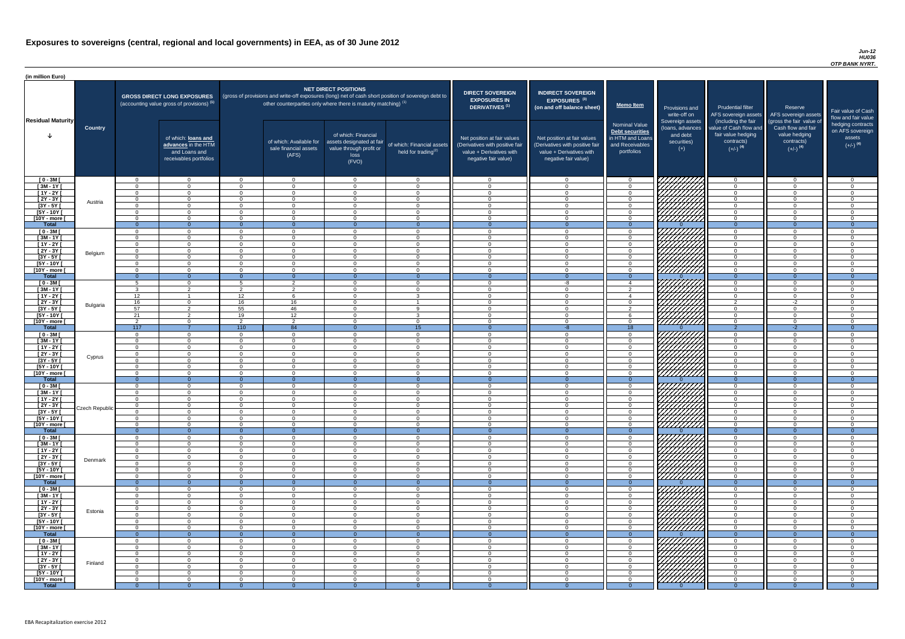# Exposures to sovereigns (central, regional and local governments) in EEA, as of 30 June 2012

*Jun-12*
*HU036*
*OTP BANK NYRT.*

(in million Euro)

| Residual Maturity | Country | GROSS DIRECT LONG EXPOSURES (accounting value gross of provisions) (1) | of which: loans and advances in the HTM and Loans and receivables portfolios | NET DIRECT POSITIONS (gross of provisions and write-off exposures (long) net of cash short position of sovereign debt to other counterparties only where there is maturity matching) (1) | of which: Available for sale financial assets (AFS) | of which: Financial assets designated at fair value through profit or loss (FVO) | of which: Financial assets held for trading (2) | DIRECT SOVEREIGN EXPOSURES IN DERIVATIVES (1) Net position at fair values (Derivatives with positive fair value + Derivatives with negative fair value) | INDIRECT SOVEREIGN EXPOSURES (3) (on and off balance sheet) Net position at fair values (Derivatives with positive fair value + Derivatives with negative fair value) | Memo Item: Nominal Value Debt securities in HTM and Loans and Receivables portfolios | Provisions and write-off on Sovereign assets (loans, advances and debt securities) (+) | Prudential filter AFS sovereign assets (including the fair value of Cash flow and fair value hedging contracts) (+/-) (4) | Reserve AFS sovereign assets (gross the fair value of Cash flow and fair value hedging contracts) (+/-) (4) | Fair value of Cash flow and fair value hedging contracts on AFS sovereign assets (+/-) (4) |
|---|---|---|---|---|---|---|---|---|---|---|---|---|---|---|
| [ 0 - 3M [ | Austria | 0 | 0 | 0 | 0 | 0 | 0 | 0 | 0 | 0 | | 0 | 0 | 0 |
| [ 3M - 1Y [ | | 0 | 0 | 0 | 0 | 0 | 0 | 0 | 0 | 0 | | 0 | 0 | 0 |
| [ 1Y - 2Y [ | | 0 | 0 | 0 | 0 | 0 | 0 | 0 | 0 | 0 | | 0 | 0 | 0 |
| [ 2Y - 3Y [ | | 0 | 0 | 0 | 0 | 0 | 0 | 0 | 0 | 0 | | 0 | 0 | 0 |
| [3Y - 5Y [ | | 0 | 0 | 0 | 0 | 0 | 0 | 0 | 0 | 0 | | 0 | 0 | 0 |
| [5Y - 10Y [ | | 0 | 0 | 0 | 0 | 0 | 0 | 0 | 0 | 0 | | 0 | 0 | 0 |
| [10Y - more [ | | 0 | 0 | 0 | 0 | 0 | 0 | 0 | 0 | 0 | | 0 | 0 | 0 |
| **Total** | | 0 | 0 | 0 | 0 | 0 | 0 | 0 | 0 | 0 | 0 | 0 | 0 | 0 |
| [ 0 - 3M [ | Belgium | 0 | 0 | 0 | 0 | 0 | 0 | 0 | 0 | 0 | | 0 | 0 | 0 |
| [ 3M - 1Y [ | | 0 | 0 | 0 | 0 | 0 | 0 | 0 | 0 | 0 | | 0 | 0 | 0 |
| [ 1Y - 2Y [ | | 0 | 0 | 0 | 0 | 0 | 0 | 0 | 0 | 0 | | 0 | 0 | 0 |
| [ 2Y - 3Y [ | | 0 | 0 | 0 | 0 | 0 | 0 | 0 | 0 | 0 | | 0 | 0 | 0 |
| [3Y - 5Y [ | | 0 | 0 | 0 | 0 | 0 | 0 | 0 | 0 | 0 | | 0 | 0 | 0 |
| [5Y - 10Y [ | | 0 | 0 | 0 | 0 | 0 | 0 | 0 | 0 | 0 | | 0 | 0 | 0 |
| [10Y - more [ | | 0 | 0 | 0 | 0 | 0 | 0 | 0 | 0 | 0 | | 0 | 0 | 0 |
| **Total** | | 0 | 0 | 0 | 0 | 0 | 0 | 0 | 0 | 0 | 0 | 0 | 0 | 0 |
| [ 0 - 3M [ | Bulgaria | 5 | 0 | 5 | 2 | 0 | 0 | 0 | -8 | 4 | | 0 | 0 | 0 |
| [ 3M - 1Y [ | | 3 | 2 | 2 | 2 | 0 | 0 | 0 | 0 | 2 | | 0 | 0 | 0 |
| [ 1Y - 2Y [ | | 12 | 1 | 12 | 6 | 0 | 3 | 0 | 0 | 4 | | 0 | 0 | 0 |
| [ 2Y - 3Y [ | | 16 | 0 | 16 | 16 | 0 | 1 | 0 | 0 | 0 | | 2 | -2 | 0 |
| [3Y - 5Y [ | | 57 | 2 | 55 | 46 | 0 | 9 | 0 | 0 | 2 | | 0 | 0 | 0 |
| [5Y - 10Y [ | | 21 | 2 | 19 | 12 | 0 | 3 | 0 | 0 | 6 | | 0 | 0 | 0 |
| [10Y - more [ | | 2 | 0 | 2 | 2 | 0 | 0 | 0 | 0 | 0 | | 0 | 0 | 0 |
| **Total** | | 117 | 7 | 110 | 84 | 0 | 15 | 0 | -8 | 18 | 0 | 2 | -2 | 0 |
| [ 0 - 3M [ | Cyprus | 0 | 0 | 0 | 0 | 0 | 0 | 0 | 0 | 0 | | 0 | 0 | 0 |
| [ 3M - 1Y [ | | 0 | 0 | 0 | 0 | 0 | 0 | 0 | 0 | 0 | | 0 | 0 | 0 |
| [ 1Y - 2Y [ | | 0 | 0 | 0 | 0 | 0 | 0 | 0 | 0 | 0 | | 0 | 0 | 0 |
| [ 2Y - 3Y [ | | 0 | 0 | 0 | 0 | 0 | 0 | 0 | 0 | 0 | | 0 | 0 | 0 |
| [3Y - 5Y [ | | 0 | 0 | 0 | 0 | 0 | 0 | 0 | 0 | 0 | | 0 | 0 | 0 |
| [5Y - 10Y [ | | 0 | 0 | 0 | 0 | 0 | 0 | 0 | 0 | 0 | | 0 | 0 | 0 |
| [10Y - more [ | | 0 | 0 | 0 | 0 | 0 | 0 | 0 | 0 | 0 | | 0 | 0 | 0 |
| **Total** | | 0 | 0 | 0 | 0 | 0 | 0 | 0 | 0 | 0 | 0 | 0 | 0 | 0 |
| [ 0 - 3M [ | Czech Republic | 0 | 0 | 0 | 0 | 0 | 0 | 0 | 0 | 0 | | 0 | 0 | 0 |
| [ 3M - 1Y [ | | 0 | 0 | 0 | 0 | 0 | 0 | 0 | 0 | 0 | | 0 | 0 | 0 |
| [ 1Y - 2Y [ | | 0 | 0 | 0 | 0 | 0 | 0 | 0 | 0 | 0 | | 0 | 0 | 0 |
| [ 2Y - 3Y [ | | 0 | 0 | 0 | 0 | 0 | 0 | 0 | 0 | 0 | | 0 | 0 | 0 |
| [3Y - 5Y [ | | 0 | 0 | 0 | 0 | 0 | 0 | 0 | 0 | 0 | | 0 | 0 | 0 |
| [5Y - 10Y [ | | 0 | 0 | 0 | 0 | 0 | 0 | 0 | 0 | 0 | | 0 | 0 | 0 |
| [10Y - more [ | | 0 | 0 | 0 | 0 | 0 | 0 | 0 | 0 | 0 | | 0 | 0 | 0 |
| **Total** | | 0 | 0 | 0 | 0 | 0 | 0 | 0 | 0 | 0 | 0 | 0 | 0 | 0 |
| [ 0 - 3M [ | Denmark | 0 | 0 | 0 | 0 | 0 | 0 | 0 | 0 | 0 | | 0 | 0 | 0 |
| [ 3M - 1Y [ | | 0 | 0 | 0 | 0 | 0 | 0 | 0 | 0 | 0 | | 0 | 0 | 0 |
| [ 1Y - 2Y [ | | 0 | 0 | 0 | 0 | 0 | 0 | 0 | 0 | 0 | | 0 | 0 | 0 |
| [ 2Y - 3Y [ | | 0 | 0 | 0 | 0 | 0 | 0 | 0 | 0 | 0 | | 0 | 0 | 0 |
| [3Y - 5Y [ | | 0 | 0 | 0 | 0 | 0 | 0 | 0 | 0 | 0 | | 0 | 0 | 0 |
| [5Y - 10Y [ | | 0 | 0 | 0 | 0 | 0 | 0 | 0 | 0 | 0 | | 0 | 0 | 0 |
| [10Y - more [ | | 0 | 0 | 0 | 0 | 0 | 0 | 0 | 0 | 0 | | 0 | 0 | 0 |
| **Total** | | 0 | 0 | 0 | 0 | 0 | 0 | 0 | 0 | 0 | 0 | 0 | 0 | 0 |
| [ 0 - 3M [ | Estonia | 0 | 0 | 0 | 0 | 0 | 0 | 0 | 0 | 0 | | 0 | 0 | 0 |
| [ 3M - 1Y [ | | 0 | 0 | 0 | 0 | 0 | 0 | 0 | 0 | 0 | | 0 | 0 | 0 |
| [ 1Y - 2Y [ | | 0 | 0 | 0 | 0 | 0 | 0 | 0 | 0 | 0 | | 0 | 0 | 0 |
| [ 2Y - 3Y [ | | 0 | 0 | 0 | 0 | 0 | 0 | 0 | 0 | 0 | | 0 | 0 | 0 |
| [3Y - 5Y [ | | 0 | 0 | 0 | 0 | 0 | 0 | 0 | 0 | 0 | | 0 | 0 | 0 |
| [5Y - 10Y [ | | 0 | 0 | 0 | 0 | 0 | 0 | 0 | 0 | 0 | | 0 | 0 | 0 |
| [10Y - more [ | | 0 | 0 | 0 | 0 | 0 | 0 | 0 | 0 | 0 | | 0 | 0 | 0 |
| **Total** | | 0 | 0 | 0 | 0 | 0 | 0 | 0 | 0 | 0 | 0 | 0 | 0 | 0 |
| [ 0 - 3M [ | Finland | 0 | 0 | 0 | 0 | 0 | 0 | 0 | 0 | 0 | | 0 | 0 | 0 |
| [ 3M - 1Y [ | | 0 | 0 | 0 | 0 | 0 | 0 | 0 | 0 | 0 | | 0 | 0 | 0 |
| [ 1Y - 2Y [ | | 0 | 0 | 0 | 0 | 0 | 0 | 0 | 0 | 0 | | 0 | 0 | 0 |
| [ 2Y - 3Y [ | | 0 | 0 | 0 | 0 | 0 | 0 | 0 | 0 | 0 | | 0 | 0 | 0 |
| [3Y - 5Y [ | | 0 | 0 | 0 | 0 | 0 | 0 | 0 | 0 | 0 | | 0 | 0 | 0 |
| [5Y - 10Y [ | | 0 | 0 | 0 | 0 | 0 | 0 | 0 | 0 | 0 | | 0 | 0 | 0 |
| [10Y - more [ | | 0 | 0 | 0 | 0 | 0 | 0 | 0 | 0 | 0 | | 0 | 0 | 0 |
| **Total** | | 0 | 0 | 0 | 0 | 0 | 0 | 0 | 0 | 0 | 0 | 0 | 0 | 0 |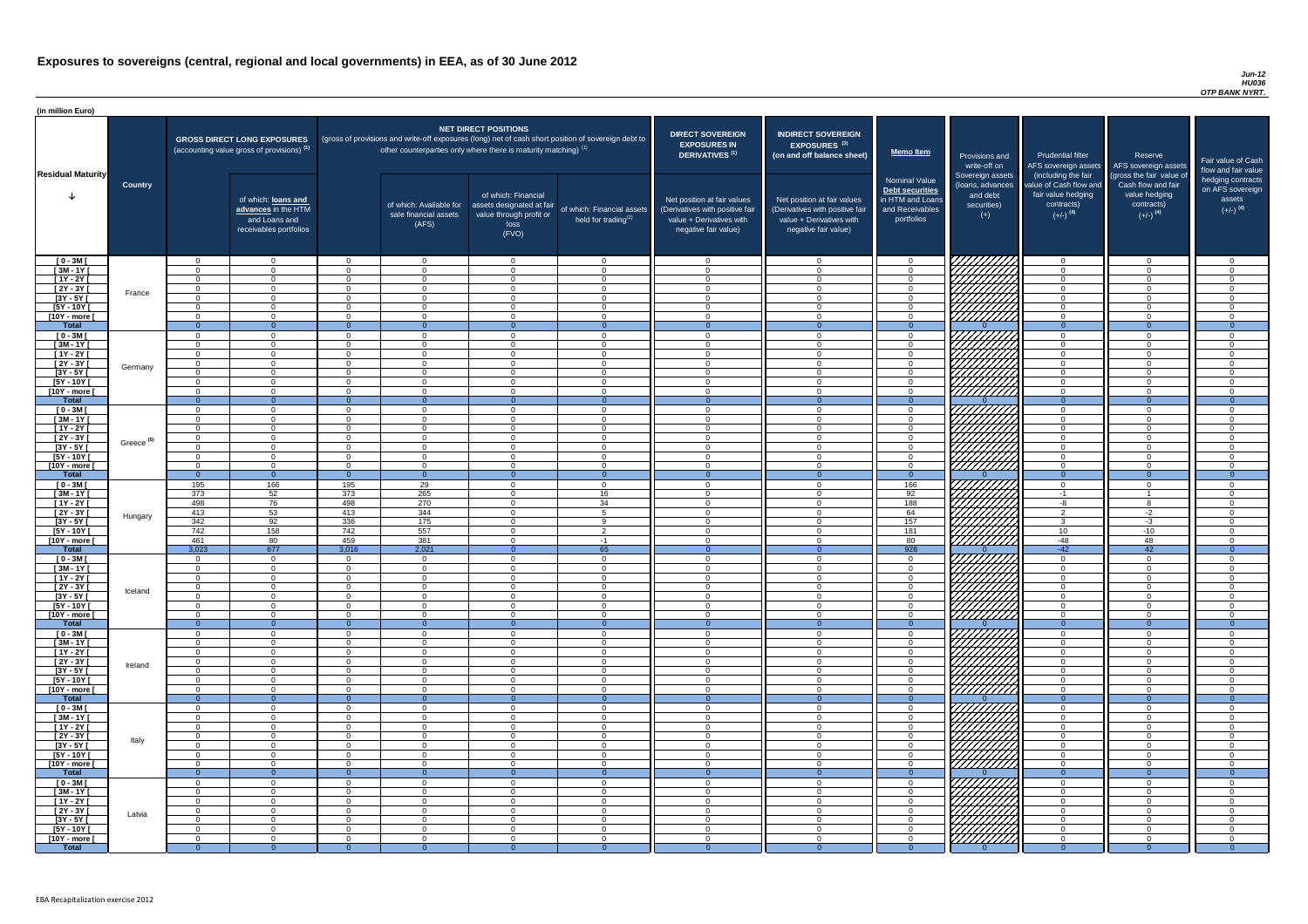# Exposures to sovereigns (central, regional and local governments) in EEA, as of 30 June 2012

*Jun-12*
*HU036*
*OTP BANK NYRT.*

(in million Euro)

| Residual Maturity | Country | GROSS DIRECT LONG EXPOSURES (accounting value gross of provisions) (1) | of which: loans and advances in the HTM and Loans and receivables portfolios | NET DIRECT POSITIONS (gross of provisions and write-off exposures (long) net of cash short position of sovereign debt to other counterparties only where there is maturity matching) (1) | of which: Available for sale financial assets (AFS) | of which: Financial assets designated at fair value through profit or loss (FVO) | of which: Financial assets held for trading (2) | DIRECT SOVEREIGN EXPOSURES IN DERIVATIVES (1) Net position at fair values (Derivatives with positive fair value + Derivatives with negative fair value) | INDIRECT SOVEREIGN EXPOSURES (3) (on and off balance sheet) Net position at fair values (Derivatives with positive fair value + Derivatives with negative fair value) | Memo Item: Nominal Value Debt securities in HTM and Loans and Receivables portfolios | Provisions and write-off on Sovereign assets (loans, advances and debt securities) (+) | Prudential filter AFS sovereign assets (including the fair value of Cash flow and fair value hedging contracts) (+/-) (4) | Reserve AFS sovereign assets (gross the fair value of Cash flow and fair value hedging contracts) (+/-) (4) | Fair value of Cash flow and fair value hedging contracts on AFS sovereign assets (+/-) (4) |
|---|---|---|---|---|---|---|---|---|---|---|---|---|---|---|
| [ 0 - 3M [ | France | 0 | 0 | 0 | 0 | 0 | 0 | 0 | 0 | 0 | | 0 | 0 | 0 |
| [ 3M - 1Y [ | | 0 | 0 | 0 | 0 | 0 | 0 | 0 | 0 | 0 | | 0 | 0 | 0 |
| [ 1Y - 2Y [ | | 0 | 0 | 0 | 0 | 0 | 0 | 0 | 0 | 0 | | 0 | 0 | 0 |
| [ 2Y - 3Y [ | | 0 | 0 | 0 | 0 | 0 | 0 | 0 | 0 | 0 | | 0 | 0 | 0 |
| [3Y - 5Y [ | | 0 | 0 | 0 | 0 | 0 | 0 | 0 | 0 | 0 | | 0 | 0 | 0 |
| [5Y - 10Y [ | | 0 | 0 | 0 | 0 | 0 | 0 | 0 | 0 | 0 | | 0 | 0 | 0 |
| [10Y - more [ | | 0 | 0 | 0 | 0 | 0 | 0 | 0 | 0 | 0 | | 0 | 0 | 0 |
| **Total** | | 0 | 0 | 0 | 0 | 0 | 0 | 0 | 0 | 0 | 0 | 0 | 0 | 0 |
| [ 0 - 3M [ | Germany | 0 | 0 | 0 | 0 | 0 | 0 | 0 | 0 | 0 | | 0 | 0 | 0 |
| [ 3M - 1Y [ | | 0 | 0 | 0 | 0 | 0 | 0 | 0 | 0 | 0 | | 0 | 0 | 0 |
| [ 1Y - 2Y [ | | 0 | 0 | 0 | 0 | 0 | 0 | 0 | 0 | 0 | | 0 | 0 | 0 |
| [ 2Y - 3Y [ | | 0 | 0 | 0 | 0 | 0 | 0 | 0 | 0 | 0 | | 0 | 0 | 0 |
| [3Y - 5Y [ | | 0 | 0 | 0 | 0 | 0 | 0 | 0 | 0 | 0 | | 0 | 0 | 0 |
| [5Y - 10Y [ | | 0 | 0 | 0 | 0 | 0 | 0 | 0 | 0 | 0 | | 0 | 0 | 0 |
| [10Y - more [ | | 0 | 0 | 0 | 0 | 0 | 0 | 0 | 0 | 0 | | 0 | 0 | 0 |
| **Total** | | 0 | 0 | 0 | 0 | 0 | 0 | 0 | 0 | 0 | 0 | 0 | 0 | 0 |
| [ 0 - 3M [ | Greece (5) | 0 | 0 | 0 | 0 | 0 | 0 | 0 | 0 | 0 | | 0 | 0 | 0 |
| [ 3M - 1Y [ | | 0 | 0 | 0 | 0 | 0 | 0 | 0 | 0 | 0 | | 0 | 0 | 0 |
| [ 1Y - 2Y [ | | 0 | 0 | 0 | 0 | 0 | 0 | 0 | 0 | 0 | | 0 | 0 | 0 |
| [ 2Y - 3Y [ | | 0 | 0 | 0 | 0 | 0 | 0 | 0 | 0 | 0 | | 0 | 0 | 0 |
| [3Y - 5Y [ | | 0 | 0 | 0 | 0 | 0 | 0 | 0 | 0 | 0 | | 0 | 0 | 0 |
| [5Y - 10Y [ | | 0 | 0 | 0 | 0 | 0 | 0 | 0 | 0 | 0 | | 0 | 0 | 0 |
| [10Y - more [ | | 0 | 0 | 0 | 0 | 0 | 0 | 0 | 0 | 0 | | 0 | 0 | 0 |
| **Total** | | 0 | 0 | 0 | 0 | 0 | 0 | 0 | 0 | 0 | 0 | 0 | 0 | 0 |
| [ 0 - 3M [ | Hungary | 195 | 166 | 195 | 29 | 0 | 0 | 0 | 0 | 166 | | 0 | 0 | 0 |
| [ 3M - 1Y [ | | 373 | 52 | 373 | 265 | 0 | 16 | 0 | 0 | 92 | | -1 | 1 | 0 |
| [ 1Y - 2Y [ | | 498 | 76 | 498 | 270 | 0 | 34 | 0 | 0 | 188 | | -8 | 8 | 0 |
| [ 2Y - 3Y [ | | 413 | 53 | 413 | 344 | 0 | 5 | 0 | 0 | 64 | | 2 | -2 | 0 |
| [3Y - 5Y [ | | 342 | 92 | 336 | 175 | 0 | 9 | 0 | 0 | 157 | | 3 | -3 | 0 |
| [5Y - 10Y [ | | 742 | 158 | 742 | 557 | 0 | 2 | 0 | 0 | 181 | | 10 | -10 | 0 |
| [10Y - more [ | | 461 | 80 | 459 | 381 | 0 | -1 | 0 | 0 | 80 | | -48 | 48 | 0 |
| **Total** | | 3,023 | 677 | 3,016 | 2,021 | 0 | 65 | 0 | 0 | 928 | 0 | -42 | 42 | 0 |
| [ 0 - 3M [ | Iceland | 0 | 0 | 0 | 0 | 0 | 0 | 0 | 0 | 0 | | 0 | 0 | 0 |
| [ 3M - 1Y [ | | 0 | 0 | 0 | 0 | 0 | 0 | 0 | 0 | 0 | | 0 | 0 | 0 |
| [ 1Y - 2Y [ | | 0 | 0 | 0 | 0 | 0 | 0 | 0 | 0 | 0 | | 0 | 0 | 0 |
| [ 2Y - 3Y [ | | 0 | 0 | 0 | 0 | 0 | 0 | 0 | 0 | 0 | | 0 | 0 | 0 |
| [3Y - 5Y [ | | 0 | 0 | 0 | 0 | 0 | 0 | 0 | 0 | 0 | | 0 | 0 | 0 |
| [5Y - 10Y [ | | 0 | 0 | 0 | 0 | 0 | 0 | 0 | 0 | 0 | | 0 | 0 | 0 |
| [10Y - more [ | | 0 | 0 | 0 | 0 | 0 | 0 | 0 | 0 | 0 | | 0 | 0 | 0 |
| **Total** | | 0 | 0 | 0 | 0 | 0 | 0 | 0 | 0 | 0 | 0 | 0 | 0 | 0 |
| [ 0 - 3M [ | Ireland | 0 | 0 | 0 | 0 | 0 | 0 | 0 | 0 | 0 | | 0 | 0 | 0 |
| [ 3M - 1Y [ | | 0 | 0 | 0 | 0 | 0 | 0 | 0 | 0 | 0 | | 0 | 0 | 0 |
| [ 1Y - 2Y [ | | 0 | 0 | 0 | 0 | 0 | 0 | 0 | 0 | 0 | | 0 | 0 | 0 |
| [ 2Y - 3Y [ | | 0 | 0 | 0 | 0 | 0 | 0 | 0 | 0 | 0 | | 0 | 0 | 0 |
| [3Y - 5Y [ | | 0 | 0 | 0 | 0 | 0 | 0 | 0 | 0 | 0 | | 0 | 0 | 0 |
| [5Y - 10Y [ | | 0 | 0 | 0 | 0 | 0 | 0 | 0 | 0 | 0 | | 0 | 0 | 0 |
| [10Y - more [ | | 0 | 0 | 0 | 0 | 0 | 0 | 0 | 0 | 0 | | 0 | 0 | 0 |
| **Total** | | 0 | 0 | 0 | 0 | 0 | 0 | 0 | 0 | 0 | 0 | 0 | 0 | 0 |
| [ 0 - 3M [ | Italy | 0 | 0 | 0 | 0 | 0 | 0 | 0 | 0 | 0 | | 0 | 0 | 0 |
| [ 3M - 1Y [ | | 0 | 0 | 0 | 0 | 0 | 0 | 0 | 0 | 0 | | 0 | 0 | 0 |
| [ 1Y - 2Y [ | | 0 | 0 | 0 | 0 | 0 | 0 | 0 | 0 | 0 | | 0 | 0 | 0 |
| [ 2Y - 3Y [ | | 0 | 0 | 0 | 0 | 0 | 0 | 0 | 0 | 0 | | 0 | 0 | 0 |
| [3Y - 5Y [ | | 0 | 0 | 0 | 0 | 0 | 0 | 0 | 0 | 0 | | 0 | 0 | 0 |
| [5Y - 10Y [ | | 0 | 0 | 0 | 0 | 0 | 0 | 0 | 0 | 0 | | 0 | 0 | 0 |
| [10Y - more [ | | 0 | 0 | 0 | 0 | 0 | 0 | 0 | 0 | 0 | | 0 | 0 | 0 |
| **Total** | | 0 | 0 | 0 | 0 | 0 | 0 | 0 | 0 | 0 | 0 | 0 | 0 | 0 |
| [ 0 - 3M [ | Latvia | 0 | 0 | 0 | 0 | 0 | 0 | 0 | 0 | 0 | | 0 | 0 | 0 |
| [ 3M - 1Y [ | | 0 | 0 | 0 | 0 | 0 | 0 | 0 | 0 | 0 | | 0 | 0 | 0 |
| [ 1Y - 2Y [ | | 0 | 0 | 0 | 0 | 0 | 0 | 0 | 0 | 0 | | 0 | 0 | 0 |
| [ 2Y - 3Y [ | | 0 | 0 | 0 | 0 | 0 | 0 | 0 | 0 | 0 | | 0 | 0 | 0 |
| [3Y - 5Y [ | | 0 | 0 | 0 | 0 | 0 | 0 | 0 | 0 | 0 | | 0 | 0 | 0 |
| [5Y - 10Y [ | | 0 | 0 | 0 | 0 | 0 | 0 | 0 | 0 | 0 | | 0 | 0 | 0 |
| [10Y - more [ | | 0 | 0 | 0 | 0 | 0 | 0 | 0 | 0 | 0 | | 0 | 0 | 0 |
| **Total** | | 0 | 0 | 0 | 0 | 0 | 0 | 0 | 0 | 0 | 0 | 0 | 0 | 0 |

EBA Recapitalization exercise 2012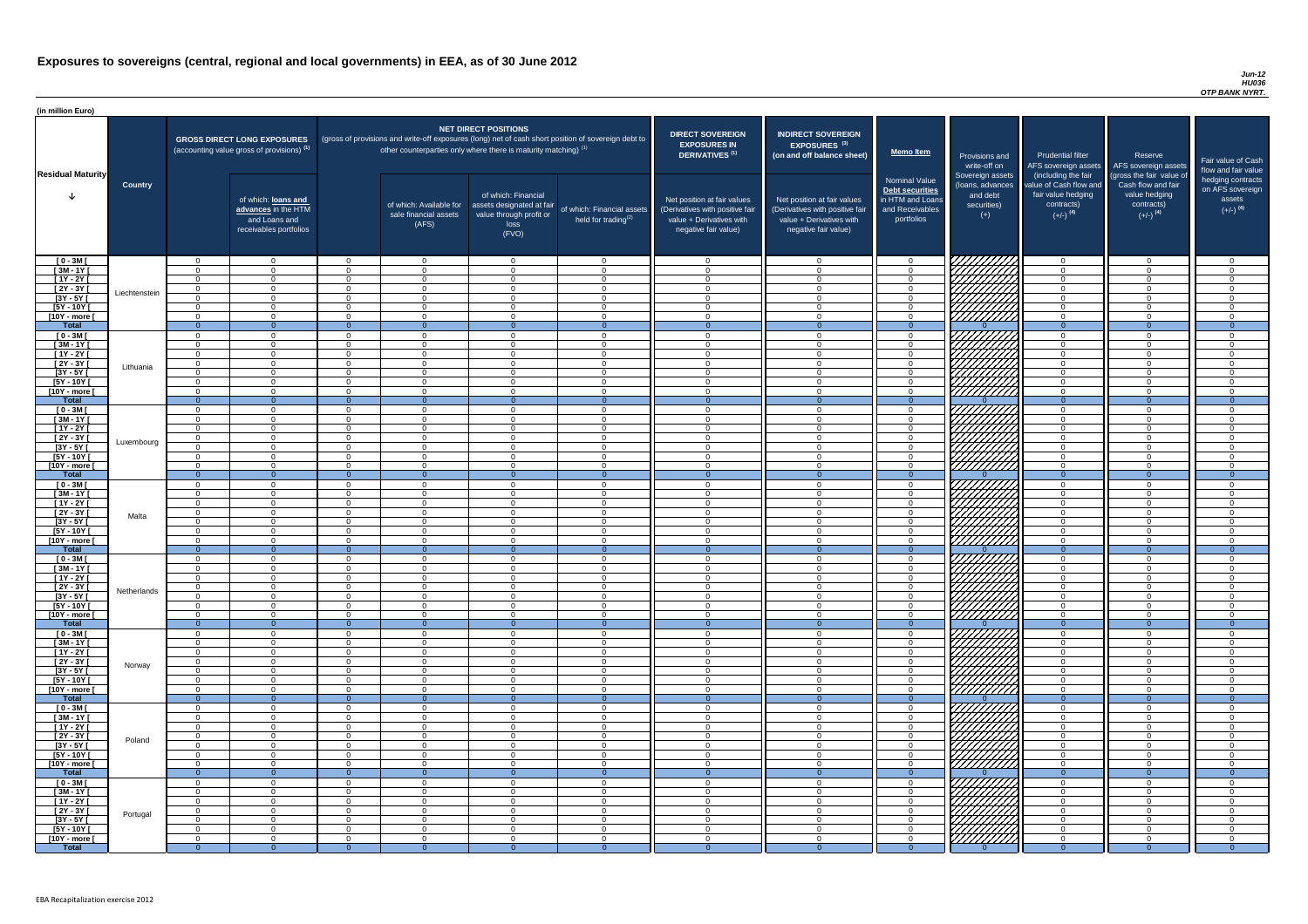# Exposures to sovereigns (central, regional and local governments) in EEA, as of 30 June 2012

*Jun-12*
*HU036*
*OTP BANK NYRT.*

(in million Euro)

| Residual Maturity | Country | GROSS DIRECT LONG EXPOSURES (accounting value gross of provisions) (1) | of which: loans and advances in the HTM and Loans and receivables portfolios | NET DIRECT POSITIONS (gross of provisions and write-off exposures (long) net of cash short position of sovereign debt to other counterparties only where there is maturity matching) (1) | of which: Available for sale financial assets (AFS) | of which: Financial assets designated at fair value through profit or loss (FVO) | of which: Financial assets held for trading(2) | DIRECT SOVEREIGN EXPOSURES IN DERIVATIVES (1) Net position at fair values (Derivatives with positive fair value + Derivatives with negative fair value) | INDIRECT SOVEREIGN EXPOSURES (3) (on and off balance sheet) Net position at fair values (Derivatives with positive fair value + Derivatives with negative fair value) | Memo Item: Nominal Value Debt securities in HTM and Loans and Receivables portfolios | Provisions and write-off on Sovereign assets (loans, advances and debt securities) (+) | Prudential filter AFS sovereign assets (including the fair value of Cash flow and fair value hedging contracts) (+/-) (4) | Reserve AFS sovereign assets (gross the fair value of Cash flow and fair value hedging contracts) (+/-) (4) | Fair value of Cash flow and fair value hedging contracts on AFS sovereign assets (+/-) (4) |
|---|---|---|---|---|---|---|---|---|---|---|---|---|---|---|
| [ 0 - 3M [ | Liechtenstein | 0 | 0 | 0 | 0 | 0 | 0 | 0 | 0 | 0 | | 0 | 0 | 0 |
| [ 3M - 1Y [ | | 0 | 0 | 0 | 0 | 0 | 0 | 0 | 0 | 0 | | 0 | 0 | 0 |
| [ 1Y - 2Y [ | | 0 | 0 | 0 | 0 | 0 | 0 | 0 | 0 | 0 | | 0 | 0 | 0 |
| [ 2Y - 3Y [ | | 0 | 0 | 0 | 0 | 0 | 0 | 0 | 0 | 0 | | 0 | 0 | 0 |
| [3Y - 5Y [ | | 0 | 0 | 0 | 0 | 0 | 0 | 0 | 0 | 0 | | 0 | 0 | 0 |
| [5Y - 10Y [ | | 0 | 0 | 0 | 0 | 0 | 0 | 0 | 0 | 0 | | 0 | 0 | 0 |
| [10Y - more [ | | 0 | 0 | 0 | 0 | 0 | 0 | 0 | 0 | 0 | | 0 | 0 | 0 |
| Total | | 0 | 0 | 0 | 0 | 0 | 0 | 0 | 0 | 0 | 0 | 0 | 0 | 0 |
| [ 0 - 3M [ | Lithuania | 0 | 0 | 0 | 0 | 0 | 0 | 0 | 0 | 0 | | 0 | 0 | 0 |
| [ 3M - 1Y [ | | 0 | 0 | 0 | 0 | 0 | 0 | 0 | 0 | 0 | | 0 | 0 | 0 |
| [ 1Y - 2Y [ | | 0 | 0 | 0 | 0 | 0 | 0 | 0 | 0 | 0 | | 0 | 0 | 0 |
| [ 2Y - 3Y [ | | 0 | 0 | 0 | 0 | 0 | 0 | 0 | 0 | 0 | | 0 | 0 | 0 |
| [3Y - 5Y [ | | 0 | 0 | 0 | 0 | 0 | 0 | 0 | 0 | 0 | | 0 | 0 | 0 |
| [5Y - 10Y [ | | 0 | 0 | 0 | 0 | 0 | 0 | 0 | 0 | 0 | | 0 | 0 | 0 |
| [10Y - more [ | | 0 | 0 | 0 | 0 | 0 | 0 | 0 | 0 | 0 | | 0 | 0 | 0 |
| Total | | 0 | 0 | 0 | 0 | 0 | 0 | 0 | 0 | 0 | 0 | 0 | 0 | 0 |
| [ 0 - 3M [ | Luxembourg | 0 | 0 | 0 | 0 | 0 | 0 | 0 | 0 | 0 | | 0 | 0 | 0 |
| [ 3M - 1Y [ | | 0 | 0 | 0 | 0 | 0 | 0 | 0 | 0 | 0 | | 0 | 0 | 0 |
| [ 1Y - 2Y [ | | 0 | 0 | 0 | 0 | 0 | 0 | 0 | 0 | 0 | | 0 | 0 | 0 |
| [ 2Y - 3Y [ | | 0 | 0 | 0 | 0 | 0 | 0 | 0 | 0 | 0 | | 0 | 0 | 0 |
| [3Y - 5Y [ | | 0 | 0 | 0 | 0 | 0 | 0 | 0 | 0 | 0 | | 0 | 0 | 0 |
| [5Y - 10Y [ | | 0 | 0 | 0 | 0 | 0 | 0 | 0 | 0 | 0 | | 0 | 0 | 0 |
| [10Y - more [ | | 0 | 0 | 0 | 0 | 0 | 0 | 0 | 0 | 0 | | 0 | 0 | 0 |
| Total | | 0 | 0 | 0 | 0 | 0 | 0 | 0 | 0 | 0 | 0 | 0 | 0 | 0 |
| [ 0 - 3M [ | Malta | 0 | 0 | 0 | 0 | 0 | 0 | 0 | 0 | 0 | | 0 | 0 | 0 |
| [ 3M - 1Y [ | | 0 | 0 | 0 | 0 | 0 | 0 | 0 | 0 | 0 | | 0 | 0 | 0 |
| [ 1Y - 2Y [ | | 0 | 0 | 0 | 0 | 0 | 0 | 0 | 0 | 0 | | 0 | 0 | 0 |
| [ 2Y - 3Y [ | | 0 | 0 | 0 | 0 | 0 | 0 | 0 | 0 | 0 | | 0 | 0 | 0 |
| [3Y - 5Y [ | | 0 | 0 | 0 | 0 | 0 | 0 | 0 | 0 | 0 | | 0 | 0 | 0 |
| [5Y - 10Y [ | | 0 | 0 | 0 | 0 | 0 | 0 | 0 | 0 | 0 | | 0 | 0 | 0 |
| [10Y - more [ | | 0 | 0 | 0 | 0 | 0 | 0 | 0 | 0 | 0 | | 0 | 0 | 0 |
| Total | | 0 | 0 | 0 | 0 | 0 | 0 | 0 | 0 | 0 | 0 | 0 | 0 | 0 |
| [ 0 - 3M [ | Netherlands | 0 | 0 | 0 | 0 | 0 | 0 | 0 | 0 | 0 | | 0 | 0 | 0 |
| [ 3M - 1Y [ | | 0 | 0 | 0 | 0 | 0 | 0 | 0 | 0 | 0 | | 0 | 0 | 0 |
| [ 1Y - 2Y [ | | 0 | 0 | 0 | 0 | 0 | 0 | 0 | 0 | 0 | | 0 | 0 | 0 |
| [ 2Y - 3Y [ | | 0 | 0 | 0 | 0 | 0 | 0 | 0 | 0 | 0 | | 0 | 0 | 0 |
| [3Y - 5Y [ | | 0 | 0 | 0 | 0 | 0 | 0 | 0 | 0 | 0 | | 0 | 0 | 0 |
| [5Y - 10Y [ | | 0 | 0 | 0 | 0 | 0 | 0 | 0 | 0 | 0 | | 0 | 0 | 0 |
| [10Y - more [ | | 0 | 0 | 0 | 0 | 0 | 0 | 0 | 0 | 0 | | 0 | 0 | 0 |
| Total | | 0 | 0 | 0 | 0 | 0 | 0 | 0 | 0 | 0 | 0 | 0 | 0 | 0 |
| [ 0 - 3M [ | Norway | 0 | 0 | 0 | 0 | 0 | 0 | 0 | 0 | 0 | | 0 | 0 | 0 |
| [ 3M - 1Y [ | | 0 | 0 | 0 | 0 | 0 | 0 | 0 | 0 | 0 | | 0 | 0 | 0 |
| [ 1Y - 2Y [ | | 0 | 0 | 0 | 0 | 0 | 0 | 0 | 0 | 0 | | 0 | 0 | 0 |
| [ 2Y - 3Y [ | | 0 | 0 | 0 | 0 | 0 | 0 | 0 | 0 | 0 | | 0 | 0 | 0 |
| [3Y - 5Y [ | | 0 | 0 | 0 | 0 | 0 | 0 | 0 | 0 | 0 | | 0 | 0 | 0 |
| [5Y - 10Y [ | | 0 | 0 | 0 | 0 | 0 | 0 | 0 | 0 | 0 | | 0 | 0 | 0 |
| [10Y - more [ | | 0 | 0 | 0 | 0 | 0 | 0 | 0 | 0 | 0 | | 0 | 0 | 0 |
| Total | | 0 | 0 | 0 | 0 | 0 | 0 | 0 | 0 | 0 | 0 | 0 | 0 | 0 |
| [ 0 - 3M [ | Poland | 0 | 0 | 0 | 0 | 0 | 0 | 0 | 0 | 0 | | 0 | 0 | 0 |
| [ 3M - 1Y [ | | 0 | 0 | 0 | 0 | 0 | 0 | 0 | 0 | 0 | | 0 | 0 | 0 |
| [ 1Y - 2Y [ | | 0 | 0 | 0 | 0 | 0 | 0 | 0 | 0 | 0 | | 0 | 0 | 0 |
| [ 2Y - 3Y [ | | 0 | 0 | 0 | 0 | 0 | 0 | 0 | 0 | 0 | | 0 | 0 | 0 |
| [3Y - 5Y [ | | 0 | 0 | 0 | 0 | 0 | 0 | 0 | 0 | 0 | | 0 | 0 | 0 |
| [5Y - 10Y [ | | 0 | 0 | 0 | 0 | 0 | 0 | 0 | 0 | 0 | | 0 | 0 | 0 |
| [10Y - more [ | | 0 | 0 | 0 | 0 | 0 | 0 | 0 | 0 | 0 | | 0 | 0 | 0 |
| Total | | 0 | 0 | 0 | 0 | 0 | 0 | 0 | 0 | 0 | 0 | 0 | 0 | 0 |
| [ 0 - 3M [ | Portugal | 0 | 0 | 0 | 0 | 0 | 0 | 0 | 0 | 0 | | 0 | 0 | 0 |
| [ 3M - 1Y [ | | 0 | 0 | 0 | 0 | 0 | 0 | 0 | 0 | 0 | | 0 | 0 | 0 |
| [ 1Y - 2Y [ | | 0 | 0 | 0 | 0 | 0 | 0 | 0 | 0 | 0 | | 0 | 0 | 0 |
| [ 2Y - 3Y [ | | 0 | 0 | 0 | 0 | 0 | 0 | 0 | 0 | 0 | | 0 | 0 | 0 |
| [3Y - 5Y [ | | 0 | 0 | 0 | 0 | 0 | 0 | 0 | 0 | 0 | | 0 | 0 | 0 |
| [5Y - 10Y [ | | 0 | 0 | 0 | 0 | 0 | 0 | 0 | 0 | 0 | | 0 | 0 | 0 |
| [10Y - more [ | | 0 | 0 | 0 | 0 | 0 | 0 | 0 | 0 | 0 | | 0 | 0 | 0 |
| Total | | 0 | 0 | 0 | 0 | 0 | 0 | 0 | 0 | 0 | 0 | 0 | 0 | 0 |

EBA Recapitalization exercise 2012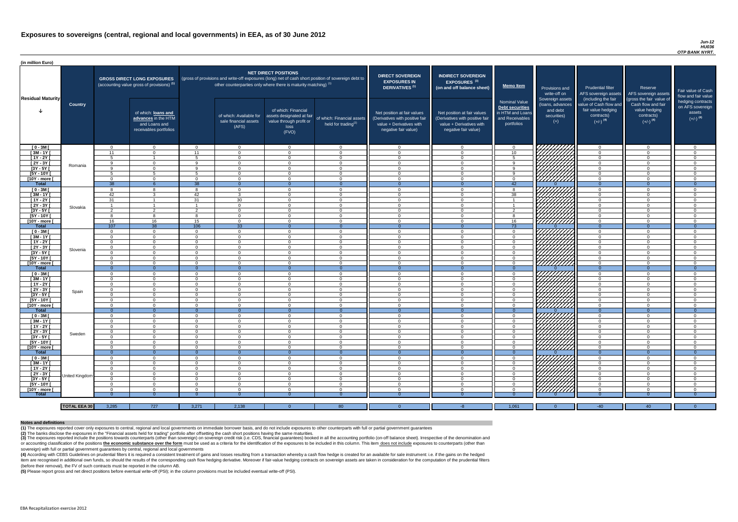# Exposures to sovereigns (central, regional and local governments) in EEA, as of 30 June 2012

*Jun-12*
*HU036*
*OTP BANK NYRT.*

(in million Euro)

| Residual Maturity | Country | GROSS DIRECT LONG EXPOSURES (accounting value gross of provisions) (1) | | NET DIRECT POSITIONS (gross of provisions and write-off exposures (long) net of cash short position of sovereign debt to other counterparties only where there is maturity matching) (1) | | | | DIRECT SOVEREIGN EXPOSURES IN DERIVATIVES (1) | INDIRECT SOVEREIGN EXPOSURES (3) (on and off balance sheet) | Memo Item | Provisions and write-off on Sovereign assets (loans, advances and debt securities) (+) | Prudential filter AFS sovereign assets (including the fair value of Cash flow and fair value hedging contracts) (+/-) (4) | Reserve AFS sovereign assets (gross the fair value of Cash flow and fair value hedging contracts) (+/-) (4) | Fair value of Cash flow and fair value hedging contracts on AFS sovereign assets (+/-) (4) |
|---|---|---|---|---|---|---|---|---|---|---|---|---|---|---|
| | | | of which: loans and advances in the HTM and Loans and receivables portfolios | | of which: Available for sale financial assets (AFS) | of which: Financial assets designated at fair value through profit or loss (FVO) | of which: Financial assets held for trading(2) | Net position at fair values (Derivatives with positive fair value + Derivatives with negative fair value) | Net position at fair values (Derivatives with positive fair value + Derivatives with negative fair value) | Nominal Value Debt securities in HTM and Loans and Receivables portfolios | | | | |
| [ 0 - 3M [ | Romania | 0 | 0 | 0 | 0 | 0 | 0 | 0 | 0 | 0 | | 0 | 0 | 0 |
| [ 3M - 1Y [ | | 11 | 0 | 11 | 0 | 0 | 0 | 0 | 0 | 10 | | 0 | 0 | 0 |
| [ 1Y - 2Y [ | | 5 | 1 | 5 | 0 | 0 | 0 | 0 | 0 | 5 | | 0 | 0 | 0 |
| [ 2Y - 3Y [ | | 9 | 0 | 9 | 0 | 0 | 0 | 0 | 0 | 9 | | 0 | 0 | 0 |
| [3Y - 5Y [ | | 9 | 0 | 9 | 0 | 0 | 0 | 0 | 0 | 9 | | 0 | 0 | 0 |
| [5Y - 10Y [ | | 5 | 5 | 5 | 0 | 0 | 0 | 0 | 0 | 9 | | 0 | 0 | 0 |
| [10Y - more [ | | 0 | 0 | 0 | 0 | 0 | 0 | 0 | 0 | 0 | | 0 | 0 | 0 |
| **Total** | | 38 | 6 | 38 | 0 | 0 | 0 | 0 | 0 | 42 | 0 | 0 | 0 | 0 |
| [ 0 - 3M [ | Slovakia | 8 | 8 | 8 | 0 | 0 | 0 | 0 | 0 | 8 | | 0 | 0 | 0 |
| [ 3M - 1Y [ | | 42 | 3 | 42 | 3 | 0 | 0 | 0 | 0 | 38 | | 0 | 0 | 0 |
| [ 1Y - 2Y [ | | 31 | 1 | 31 | 30 | 0 | 0 | 0 | 0 | 1 | | 0 | 0 | 0 |
| [ 2Y - 3Y [ | | 1 | 1 | 1 | 0 | 0 | 0 | 0 | 0 | 1 | | 0 | 0 | 0 |
| [3Y - 5Y [ | | 2 | 2 | 2 | 0 | 0 | 0 | 0 | 0 | 2 | | 0 | 0 | 0 |
| [5Y - 10Y [ | | 8 | 8 | 8 | 0 | 0 | 0 | 0 | 0 | 8 | | 0 | 0 | 0 |
| [10Y - more [ | | 16 | 16 | 15 | 0 | 0 | 0 | 0 | 0 | 16 | | 0 | 0 | 0 |
| **Total** | | 107 | 38 | 106 | 33 | 0 | 0 | 0 | 0 | 73 | 0 | 0 | 0 | 0 |
| [ 0 - 3M [ | Slovenia | 0 | 0 | 0 | 0 | 0 | 0 | 0 | 0 | 0 | | 0 | 0 | 0 |
| [ 3M - 1Y [ | | 0 | 0 | 0 | 0 | 0 | 0 | 0 | 0 | 0 | | 0 | 0 | 0 |
| [ 1Y - 2Y [ | | 0 | 0 | 0 | 0 | 0 | 0 | 0 | 0 | 0 | | 0 | 0 | 0 |
| [ 2Y - 3Y [ | | 0 | 0 | 0 | 0 | 0 | 0 | 0 | 0 | 0 | | 0 | 0 | 0 |
| [3Y - 5Y [ | | 0 | 0 | 0 | 0 | 0 | 0 | 0 | 0 | 0 | | 0 | 0 | 0 |
| [5Y - 10Y [ | | 0 | 0 | 0 | 0 | 0 | 0 | 0 | 0 | 0 | | 0 | 0 | 0 |
| [10Y - more [ | | 0 | 0 | 0 | 0 | 0 | 0 | 0 | 0 | 0 | | 0 | 0 | 0 |
| **Total** | | 0 | 0 | 0 | 0 | 0 | 0 | 0 | 0 | 0 | 0 | 0 | 0 | 0 |
| [ 0 - 3M [ | Spain | 0 | 0 | 0 | 0 | 0 | 0 | 0 | 0 | 0 | | 0 | 0 | 0 |
| [ 3M - 1Y [ | | 0 | 0 | 0 | 0 | 0 | 0 | 0 | 0 | 0 | | 0 | 0 | 0 |
| [ 1Y - 2Y [ | | 0 | 0 | 0 | 0 | 0 | 0 | 0 | 0 | 0 | | 0 | 0 | 0 |
| [ 2Y - 3Y [ | | 0 | 0 | 0 | 0 | 0 | 0 | 0 | 0 | 0 | | 0 | 0 | 0 |
| [3Y - 5Y [ | | 0 | 0 | 0 | 0 | 0 | 0 | 0 | 0 | 0 | | 0 | 0 | 0 |
| [5Y - 10Y [ | | 0 | 0 | 0 | 0 | 0 | 0 | 0 | 0 | 0 | | 0 | 0 | 0 |
| [10Y - more [ | | 0 | 0 | 0 | 0 | 0 | 0 | 0 | 0 | 0 | | 0 | 0 | 0 |
| **Total** | | 0 | 0 | 0 | 0 | 0 | 0 | 0 | 0 | 0 | 0 | 0 | 0 | 0 |
| [ 0 - 3M [ | Sweden | 0 | 0 | 0 | 0 | 0 | 0 | 0 | 0 | 0 | | 0 | 0 | 0 |
| [ 3M - 1Y [ | | 0 | 0 | 0 | 0 | 0 | 0 | 0 | 0 | 0 | | 0 | 0 | 0 |
| [ 1Y - 2Y [ | | 0 | 0 | 0 | 0 | 0 | 0 | 0 | 0 | 0 | | 0 | 0 | 0 |
| [ 2Y - 3Y [ | | 0 | 0 | 0 | 0 | 0 | 0 | 0 | 0 | 0 | | 0 | 0 | 0 |
| [3Y - 5Y [ | | 0 | 0 | 0 | 0 | 0 | 0 | 0 | 0 | 0 | | 0 | 0 | 0 |
| [5Y - 10Y [ | | 0 | 0 | 0 | 0 | 0 | 0 | 0 | 0 | 0 | | 0 | 0 | 0 |
| [10Y - more [ | | 0 | 0 | 0 | 0 | 0 | 0 | 0 | 0 | 0 | | 0 | 0 | 0 |
| **Total** | | 0 | 0 | 0 | 0 | 0 | 0 | 0 | 0 | 0 | 0 | 0 | 0 | 0 |
| [ 0 - 3M [ | United Kingdom | 0 | 0 | 0 | 0 | 0 | 0 | 0 | 0 | 0 | | 0 | 0 | 0 |
| [ 3M - 1Y [ | | 0 | 0 | 0 | 0 | 0 | 0 | 0 | 0 | 0 | | 0 | 0 | 0 |
| [ 1Y - 2Y [ | | 0 | 0 | 0 | 0 | 0 | 0 | 0 | 0 | 0 | | 0 | 0 | 0 |
| [ 2Y - 3Y [ | | 0 | 0 | 0 | 0 | 0 | 0 | 0 | 0 | 0 | | 0 | 0 | 0 |
| [3Y - 5Y [ | | 0 | 0 | 0 | 0 | 0 | 0 | 0 | 0 | 0 | | 0 | 0 | 0 |
| [5Y - 10Y [ | | 0 | 0 | 0 | 0 | 0 | 0 | 0 | 0 | 0 | | 0 | 0 | 0 |
| [10Y - more [ | | 0 | 0 | 0 | 0 | 0 | 0 | 0 | 0 | 0 | | 0 | 0 | 0 |
| **Total** | | 0 | 0 | 0 | 0 | 0 | 0 | 0 | 0 | 0 | 0 | 0 | 0 | 0 |
| **TOTAL EEA 30** | | 3,285 | 727 | 3,271 | 2,138 | 0 | 80 | 0 | -8 | 1,061 | 0 | -40 | 40 | 0 |

**Notes and definitions**

**(1)** The exposures reported cover only exposures to central, regional and local governments on immediate borrower basis, and do not include exposures to other counterparts with full or partial government guarantees

**(2)** The banks disclose the exposures in the "Financial assets held for trading" portfolio after offsetting the cash short positions having the same maturities.

**(3)** The exposures reported include the positions towards counterparts (other than sovereign) on sovereign credit risk (i.e. CDS, financial guarantees) booked in all the accounting portfolio (on-off balance sheet). Irrespective of the denomination and or accounting classification of the positions **the economic substance over the form** must be used as a criteria for the identification of the exposures to be included in this column. This item does not include exposures to counterparts (other than sovereign) with full or partial government guarantees by central, regional and local governments

**(4)** According with CEBS Guidelines on prudential filters it is required a consistent treatment of gains and losses resulting from a transaction whereby a cash flow hedge is created for an available for sale instrument: i.e. if the gains on the hedged item are recognised in additional own funds, so should the results of the corresponding cash flow hedging derivative. Moreover if fair-value hedging contracts on sovereign assets are taken in consideration for the computation of the prudential filters (before their removal), the FV of such contracts must be reported in the column AB.

**(5)** Please report gross and net direct positions before eventual write-off (PSI); in the column provisions must be included eventual write-off (PSI).